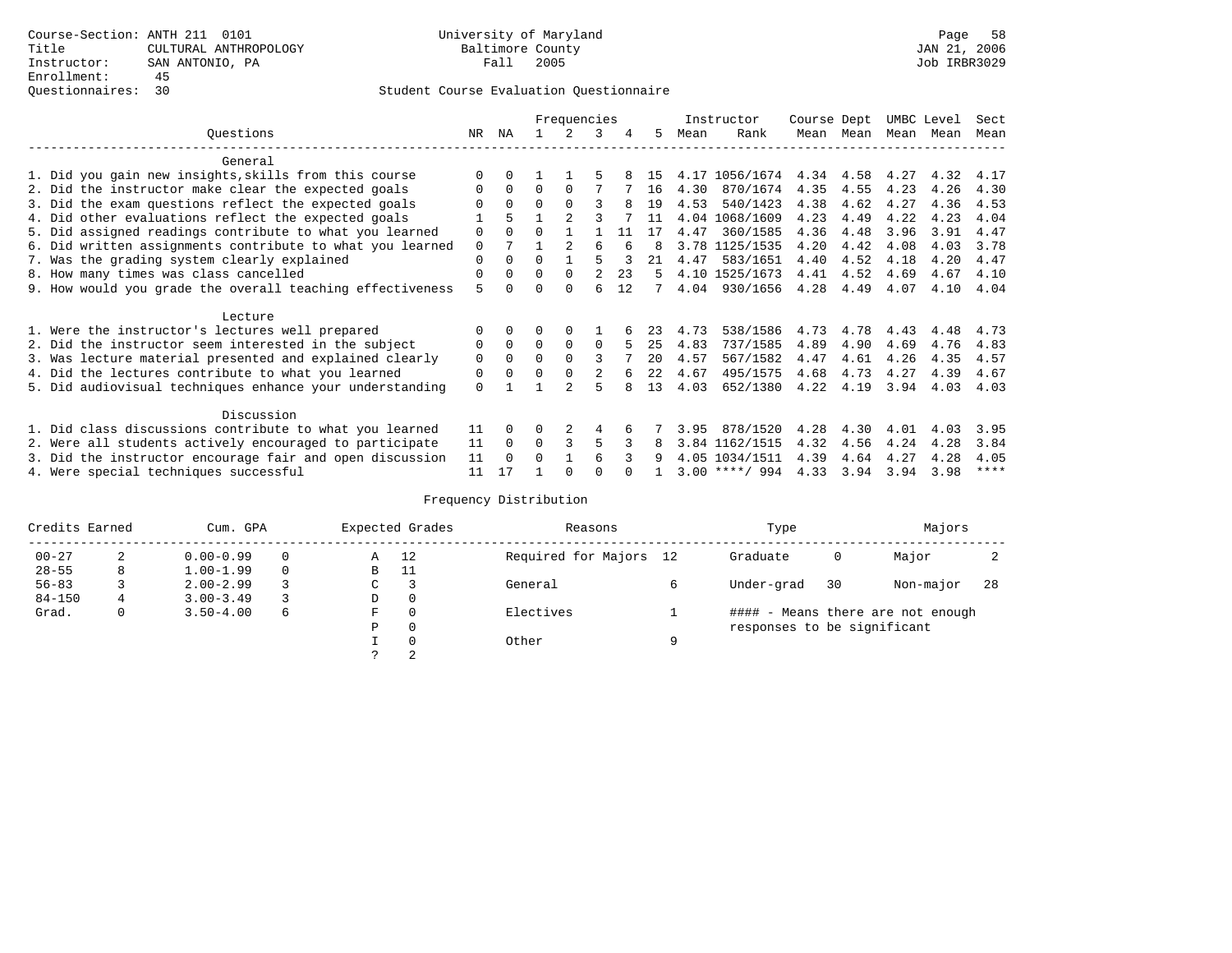Course-Section: ANTH 211 0101
Title: CULTURAL ANTHROPOLOGY
Instructor: SAN ANTONIO, PA
Enrollment: 45
Questionnaires: 30

University of Maryland
Baltimore County
Fall 2005

JAN 21, 2006
Job IRBR3029

## Student Course Evaluation Questionnaire

| Questions | NR | NA | 1 | 2 | 3 | 4 | 5 | Instructor Mean | Instructor Rank | Course Mean | Dept Mean | UMBC Mean | Level Mean | Sect Mean |
|---|---|---|---|---|---|---|---|---|---|---|---|---|---|---|
| **General** | | | | | | | | | | | | | | |
| 1. Did you gain new insights,skills from this course | 0 | 0 | 1 | 1 | 5 | 8 | 15 | 4.17 | 1056/1674 | 4.34 | 4.58 | 4.27 | 4.32 | 4.17 |
| 2. Did the instructor make clear the expected goals | 0 | 0 | 0 | 0 | 7 | 7 | 16 | 4.30 | 870/1674 | 4.35 | 4.55 | 4.23 | 4.26 | 4.30 |
| 3. Did the exam questions reflect the expected goals | 0 | 0 | 0 | 0 | 3 | 8 | 19 | 4.53 | 540/1423 | 4.38 | 4.62 | 4.27 | 4.36 | 4.53 |
| 4. Did other evaluations reflect the expected goals | 1 | 5 | 1 | 2 | 3 | 7 | 11 | 4.04 | 1068/1609 | 4.23 | 4.49 | 4.22 | 4.23 | 4.04 |
| 5. Did assigned readings contribute to what you learned | 0 | 0 | 0 | 1 | 1 | 11 | 17 | 4.47 | 360/1585 | 4.36 | 4.48 | 3.96 | 3.91 | 4.47 |
| 6. Did written assignments contribute to what you learned | 0 | 7 | 1 | 2 | 6 | 6 | 8 | 3.78 | 1125/1535 | 4.20 | 4.42 | 4.08 | 4.03 | 3.78 |
| 7. Was the grading system clearly explained | 0 | 0 | 0 | 1 | 5 | 3 | 21 | 4.47 | 583/1651 | 4.40 | 4.52 | 4.18 | 4.20 | 4.47 |
| 8. How many times was class cancelled | 0 | 0 | 0 | 0 | 2 | 23 | 5 | 4.10 | 1525/1673 | 4.41 | 4.52 | 4.69 | 4.67 | 4.10 |
| 9. How would you grade the overall teaching effectiveness | 5 | 0 | 0 | 0 | 6 | 12 | 7 | 4.04 | 930/1656 | 4.28 | 4.49 | 4.07 | 4.10 | 4.04 |
| **Lecture** | | | | | | | | | | | | | | |
| 1. Were the instructor's lectures well prepared | 0 | 0 | 0 | 0 | 1 | 6 | 23 | 4.73 | 538/1586 | 4.73 | 4.78 | 4.43 | 4.48 | 4.73 |
| 2. Did the instructor seem interested in the subject | 0 | 0 | 0 | 0 | 0 | 5 | 25 | 4.83 | 737/1585 | 4.89 | 4.90 | 4.69 | 4.76 | 4.83 |
| 3. Was lecture material presented and explained clearly | 0 | 0 | 0 | 0 | 3 | 7 | 20 | 4.57 | 567/1582 | 4.47 | 4.61 | 4.26 | 4.35 | 4.57 |
| 4. Did the lectures contribute to what you learned | 0 | 0 | 0 | 0 | 2 | 6 | 22 | 4.67 | 495/1575 | 4.68 | 4.73 | 4.27 | 4.39 | 4.67 |
| 5. Did audiovisual techniques enhance your understanding | 0 | 1 | 1 | 2 | 5 | 8 | 13 | 4.03 | 652/1380 | 4.22 | 4.19 | 3.94 | 4.03 | 4.03 |
| **Discussion** | | | | | | | | | | | | | | |
| 1. Did class discussions contribute to what you learned | 11 | 0 | 0 | 2 | 4 | 6 | 7 | 3.95 | 878/1520 | 4.28 | 4.30 | 4.01 | 4.03 | 3.95 |
| 2. Were all students actively encouraged to participate | 11 | 0 | 0 | 3 | 5 | 3 | 8 | 3.84 | 1162/1515 | 4.32 | 4.56 | 4.24 | 4.28 | 3.84 |
| 3. Did the instructor encourage fair and open discussion | 11 | 0 | 0 | 1 | 6 | 3 | 9 | 4.05 | 1034/1511 | 4.39 | 4.64 | 4.27 | 4.28 | 4.05 |
| 4. Were special techniques successful | 11 | 17 | 1 | 0 | 0 | 0 | 1 | 3.00 | \*\*\*\*/ 994 | 4.33 | 3.94 | 3.94 | 3.98 | \*\*\*\* |

## Frequency Distribution

| Credits Earned | | Cum. GPA | | Expected Grades | | Reasons | | Type | | Majors | |
|---|---|---|---|---|---|---|---|---|---|---|---|
| 00-27 | 2 | 0.00-0.99 | 0 | A | 12 | Required for Majors | 12 | Graduate | 0 | Major | 2 |
| 28-55 | 8 | 1.00-1.99 | 0 | B | 11 | | | | | | |
| 56-83 | 3 | 2.00-2.99 | 3 | C | 3 | General | 6 | Under-grad | 30 | Non-major | 28 |
| 84-150 | 4 | 3.00-3.49 | 3 | D | 0 | | | | | | |
| Grad. | 0 | 3.50-4.00 | 6 | F | 0 | Electives | 1 | | | | |
| | | | | P | 0 | | | | | | |
| | | | | I | 0 | Other | 9 | | | | |
| | | | | ? | 2 | | | | | | |

#### - Means there are not enough responses to be significant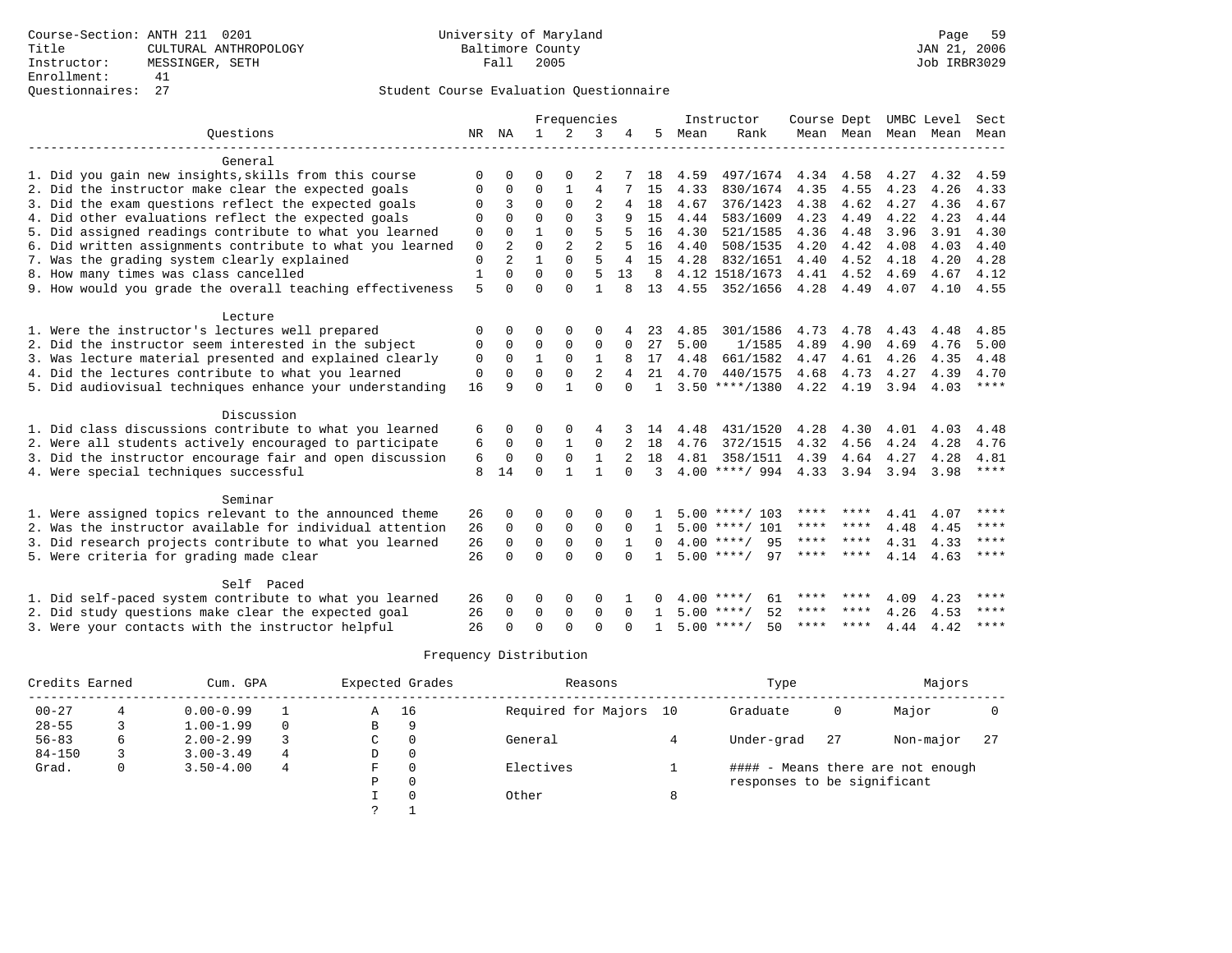Course-Section: ANTH 211 0201
Title: CULTURAL ANTHROPOLOGY
Instructor: MESSINGER, SETH
Enrollment: 41
Questionnaires: 27

University of Maryland
Baltimore County
Fall 2005

Student Course Evaluation Questionnaire

| Questions | NR | NA | 1 | 2 | 3 | 4 | 5 | Instructor Mean | Instructor Rank | Course Mean | Dept Mean | UMBC Mean | Level Mean | Sect Mean |
|---|---|---|---|---|---|---|---|---|---|---|---|---|---|---|
| **General** | | | | | | | | | | | | | | |
| 1. Did you gain new insights,skills from this course | 0 | 0 | 0 | 0 | 2 | 7 | 18 | 4.59 | 497/1674 | 4.34 | 4.58 | 4.27 | 4.32 | 4.59 |
| 2. Did the instructor make clear the expected goals | 0 | 0 | 0 | 1 | 4 | 7 | 15 | 4.33 | 830/1674 | 4.35 | 4.55 | 4.23 | 4.26 | 4.33 |
| 3. Did the exam questions reflect the expected goals | 0 | 3 | 0 | 0 | 2 | 4 | 18 | 4.67 | 376/1423 | 4.38 | 4.62 | 4.27 | 4.36 | 4.67 |
| 4. Did other evaluations reflect the expected goals | 0 | 0 | 0 | 0 | 3 | 9 | 15 | 4.44 | 583/1609 | 4.23 | 4.49 | 4.22 | 4.23 | 4.44 |
| 5. Did assigned readings contribute to what you learned | 0 | 0 | 1 | 0 | 5 | 5 | 16 | 4.30 | 521/1585 | 4.36 | 4.48 | 3.96 | 3.91 | 4.30 |
| 6. Did written assignments contribute to what you learned | 0 | 2 | 0 | 2 | 2 | 5 | 16 | 4.40 | 508/1535 | 4.20 | 4.42 | 4.08 | 4.03 | 4.40 |
| 7. Was the grading system clearly explained | 0 | 2 | 1 | 0 | 5 | 4 | 15 | 4.28 | 832/1651 | 4.40 | 4.52 | 4.18 | 4.20 | 4.28 |
| 8. How many times was class cancelled | 1 | 0 | 0 | 0 | 5 | 13 | 8 | 4.12 | 1518/1673 | 4.41 | 4.52 | 4.69 | 4.67 | 4.12 |
| 9. How would you grade the overall teaching effectiveness | 5 | 0 | 0 | 0 | 1 | 8 | 13 | 4.55 | 352/1656 | 4.28 | 4.49 | 4.07 | 4.10 | 4.55 |
| **Lecture** | | | | | | | | | | | | | | |
| 1. Were the instructor's lectures well prepared | 0 | 0 | 0 | 0 | 0 | 4 | 23 | 4.85 | 301/1586 | 4.73 | 4.78 | 4.43 | 4.48 | 4.85 |
| 2. Did the instructor seem interested in the subject | 0 | 0 | 0 | 0 | 0 | 0 | 27 | 5.00 | 1/1585 | 4.89 | 4.90 | 4.69 | 4.76 | 5.00 |
| 3. Was lecture material presented and explained clearly | 0 | 0 | 1 | 0 | 1 | 8 | 17 | 4.48 | 661/1582 | 4.47 | 4.61 | 4.26 | 4.35 | 4.48 |
| 4. Did the lectures contribute to what you learned | 0 | 0 | 0 | 0 | 2 | 4 | 21 | 4.70 | 440/1575 | 4.68 | 4.73 | 4.27 | 4.39 | 4.70 |
| 5. Did audiovisual techniques enhance your understanding | 16 | 9 | 0 | 1 | 0 | 0 | 1 | 3.50 | ****/1380 | 4.22 | 4.19 | 3.94 | 4.03 | **** |
| **Discussion** | | | | | | | | | | | | | | |
| 1. Did class discussions contribute to what you learned | 6 | 0 | 0 | 0 | 4 | 3 | 14 | 4.48 | 431/1520 | 4.28 | 4.30 | 4.01 | 4.03 | 4.48 |
| 2. Were all students actively encouraged to participate | 6 | 0 | 0 | 1 | 0 | 2 | 18 | 4.76 | 372/1515 | 4.32 | 4.56 | 4.24 | 4.28 | 4.76 |
| 3. Did the instructor encourage fair and open discussion | 6 | 0 | 0 | 0 | 1 | 2 | 18 | 4.81 | 358/1511 | 4.39 | 4.64 | 4.27 | 4.28 | 4.81 |
| 4. Were special techniques successful | 8 | 14 | 0 | 1 | 1 | 0 | 3 | 4.00 | ****/ 994 | 4.33 | 3.94 | 3.94 | 3.98 | **** |
| **Seminar** | | | | | | | | | | | | | | |
| 1. Were assigned topics relevant to the announced theme | 26 | 0 | 0 | 0 | 0 | 0 | 1 | 5.00 | ****/ 103 | **** | **** | 4.41 | 4.07 | **** |
| 2. Was the instructor available for individual attention | 26 | 0 | 0 | 0 | 0 | 0 | 1 | 5.00 | ****/ 101 | **** | **** | 4.48 | 4.45 | **** |
| 3. Did research projects contribute to what you learned | 26 | 0 | 0 | 0 | 0 | 1 | 0 | 4.00 | ****/ 95 | **** | **** | 4.31 | 4.33 | **** |
| 5. Were criteria for grading made clear | 26 | 0 | 0 | 0 | 0 | 0 | 1 | 5.00 | ****/ 97 | **** | **** | 4.14 | 4.63 | **** |
| **Self Paced** | | | | | | | | | | | | | | |
| 1. Did self-paced system contribute to what you learned | 26 | 0 | 0 | 0 | 0 | 1 | 0 | 4.00 | ****/ 61 | **** | **** | 4.09 | 4.23 | **** |
| 2. Did study questions make clear the expected goal | 26 | 0 | 0 | 0 | 0 | 0 | 1 | 5.00 | ****/ 52 | **** | **** | 4.26 | 4.53 | **** |
| 3. Were your contacts with the instructor helpful | 26 | 0 | 0 | 0 | 0 | 0 | 1 | 5.00 | ****/ 50 | **** | **** | 4.44 | 4.42 | **** |

Frequency Distribution

| Credits Earned | | Cum. GPA | | Expected Grades | | Reasons | | Type | | Majors | |
|---|---|---|---|---|---|---|---|---|---|---|---|
| 00-27 | 4 | 0.00-0.99 | 1 | A | 16 | Required for Majors | 10 | Graduate | 0 | Major | 0 |
| 28-55 | 3 | 1.00-1.99 | 0 | B | 9 | | | | | | |
| 56-83 | 6 | 2.00-2.99 | 3 | C | 0 | General | 4 | Under-grad | 27 | Non-major | 27 |
| 84-150 | 3 | 3.00-3.49 | 4 | D | 0 | | | | | | |
| Grad. | 0 | 3.50-4.00 | 4 | F | 0 | Electives | 1 | | | | |
| | | | | P | 0 | | | | | | |
| | | | | I | 0 | Other | 8 | | | | |
| | | | | ? | 1 | | | | | | |

#### - Means there are not enough responses to be significant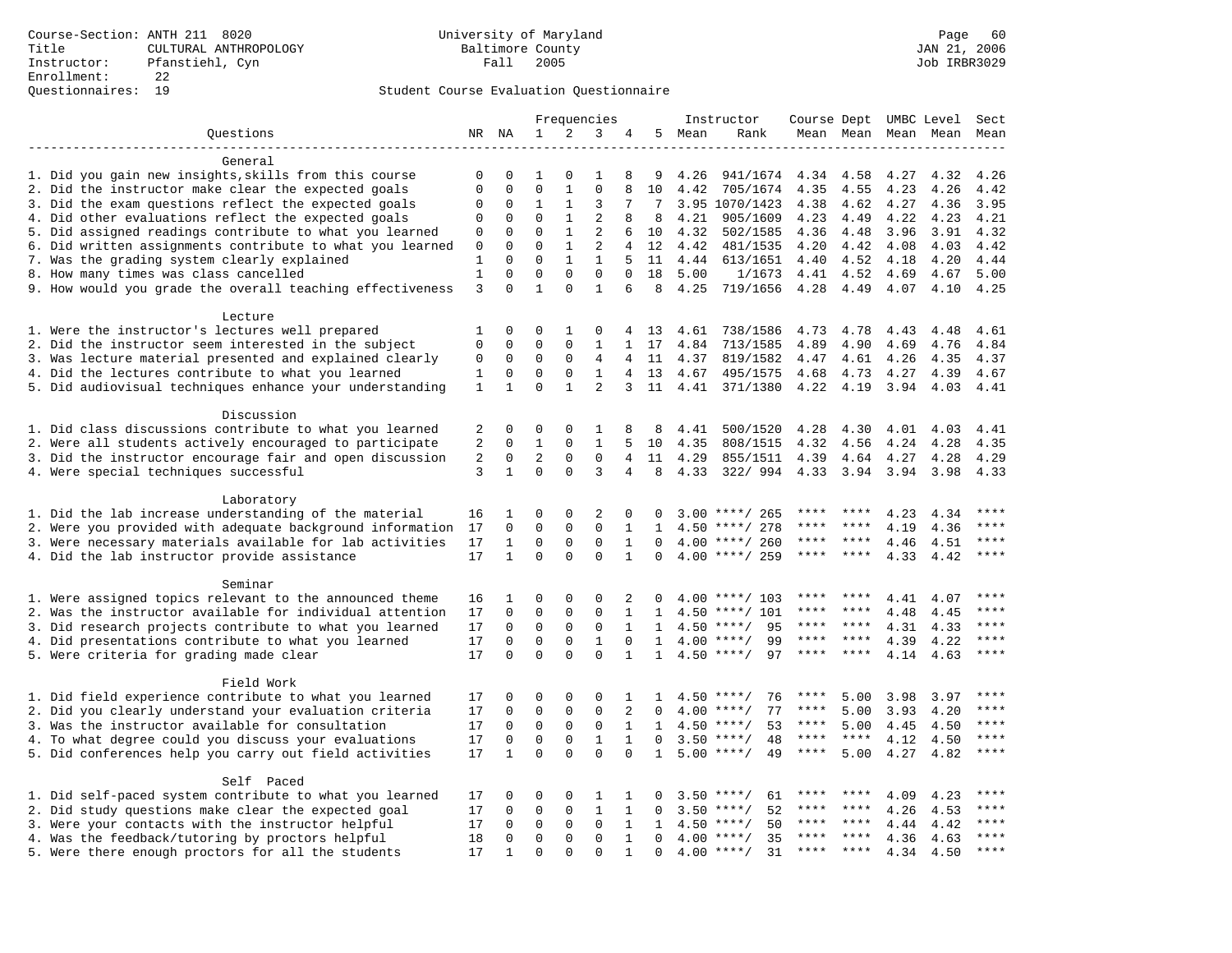Course-Section: ANTH 211 8020
Title: CULTURAL ANTHROPOLOGY
Instructor: Pfanstiehl, Cyn
Enrollment: 22
Questionnaires: 19

University of Maryland
Baltimore County
Fall 2005

JAN 21, 2006
Job IRBR3029

Student Course Evaluation Questionnaire

| Questions | NR | NA | 1 | 2 | 3 | 4 | 5 | Instructor Mean | Instructor Rank | Course Mean | Dept Mean | UMBC Mean | Level Mean | Sect Mean |
|---|---|---|---|---|---|---|---|---|---|---|---|---|---|---|
| **General** | | | | | | | | | | | | | | |
| 1. Did you gain new insights,skills from this course | 0 | 0 | 1 | 0 | 1 | 8 | 9 | 4.26 | 941/1674 | 4.34 | 4.58 | 4.27 | 4.32 | 4.26 |
| 2. Did the instructor make clear the expected goals | 0 | 0 | 0 | 1 | 0 | 8 | 10 | 4.42 | 705/1674 | 4.35 | 4.55 | 4.23 | 4.26 | 4.42 |
| 3. Did the exam questions reflect the expected goals | 0 | 0 | 1 | 1 | 3 | 7 | 7 | 3.95 | 1070/1423 | 4.38 | 4.62 | 4.27 | 4.36 | 3.95 |
| 4. Did other evaluations reflect the expected goals | 0 | 0 | 0 | 1 | 2 | 8 | 8 | 4.21 | 905/1609 | 4.23 | 4.49 | 4.22 | 4.23 | 4.21 |
| 5. Did assigned readings contribute to what you learned | 0 | 0 | 0 | 1 | 2 | 6 | 10 | 4.32 | 502/1585 | 4.36 | 4.48 | 3.96 | 3.91 | 4.32 |
| 6. Did written assignments contribute to what you learned | 0 | 0 | 0 | 1 | 2 | 4 | 12 | 4.42 | 481/1535 | 4.20 | 4.42 | 4.08 | 4.03 | 4.42 |
| 7. Was the grading system clearly explained | 1 | 0 | 0 | 1 | 1 | 5 | 11 | 4.44 | 613/1651 | 4.40 | 4.52 | 4.18 | 4.20 | 4.44 |
| 8. How many times was class cancelled | 1 | 0 | 0 | 0 | 0 | 0 | 18 | 5.00 | 1/1673 | 4.41 | 4.52 | 4.69 | 4.67 | 5.00 |
| 9. How would you grade the overall teaching effectiveness | 3 | 0 | 1 | 0 | 1 | 6 | 8 | 4.25 | 719/1656 | 4.28 | 4.49 | 4.07 | 4.10 | 4.25 |
| **Lecture** | | | | | | | | | | | | | | |
| 1. Were the instructor's lectures well prepared | 1 | 0 | 0 | 1 | 0 | 4 | 13 | 4.61 | 738/1586 | 4.73 | 4.78 | 4.43 | 4.48 | 4.61 |
| 2. Did the instructor seem interested in the subject | 0 | 0 | 0 | 0 | 1 | 1 | 17 | 4.84 | 713/1585 | 4.89 | 4.90 | 4.69 | 4.76 | 4.84 |
| 3. Was lecture material presented and explained clearly | 0 | 0 | 0 | 0 | 4 | 4 | 11 | 4.37 | 819/1582 | 4.47 | 4.61 | 4.26 | 4.35 | 4.37 |
| 4. Did the lectures contribute to what you learned | 1 | 0 | 0 | 0 | 1 | 4 | 13 | 4.67 | 495/1575 | 4.68 | 4.73 | 4.27 | 4.39 | 4.67 |
| 5. Did audiovisual techniques enhance your understanding | 1 | 1 | 0 | 1 | 2 | 3 | 11 | 4.41 | 371/1380 | 4.22 | 4.19 | 3.94 | 4.03 | 4.41 |
| **Discussion** | | | | | | | | | | | | | | |
| 1. Did class discussions contribute to what you learned | 2 | 0 | 0 | 0 | 1 | 8 | 8 | 4.41 | 500/1520 | 4.28 | 4.30 | 4.01 | 4.03 | 4.41 |
| 2. Were all students actively encouraged to participate | 2 | 0 | 1 | 0 | 1 | 5 | 10 | 4.35 | 808/1515 | 4.32 | 4.56 | 4.24 | 4.28 | 4.35 |
| 3. Did the instructor encourage fair and open discussion | 2 | 0 | 2 | 0 | 0 | 4 | 11 | 4.29 | 855/1511 | 4.39 | 4.64 | 4.27 | 4.28 | 4.29 |
| 4. Were special techniques successful | 3 | 1 | 0 | 0 | 3 | 4 | 8 | 4.33 | 322/ 994 | 4.33 | 3.94 | 3.94 | 3.98 | 4.33 |
| **Laboratory** | | | | | | | | | | | | | | |
| 1. Did the lab increase understanding of the material | 16 | 1 | 0 | 0 | 2 | 0 | 0 | 3.00 | ****/ 265 | **** | **** | 4.23 | 4.34 | **** |
| 2. Were you provided with adequate background information | 17 | 0 | 0 | 0 | 0 | 1 | 1 | 4.50 | ****/ 278 | **** | **** | 4.19 | 4.36 | **** |
| 3. Were necessary materials available for lab activities | 17 | 1 | 0 | 0 | 0 | 1 | 0 | 4.00 | ****/ 260 | **** | **** | 4.46 | 4.51 | **** |
| 4. Did the lab instructor provide assistance | 17 | 1 | 0 | 0 | 0 | 1 | 0 | 4.00 | ****/ 259 | **** | **** | 4.33 | 4.42 | **** |
| **Seminar** | | | | | | | | | | | | | | |
| 1. Were assigned topics relevant to the announced theme | 16 | 1 | 0 | 0 | 0 | 2 | 0 | 4.00 | ****/ 103 | **** | **** | 4.41 | 4.07 | **** |
| 2. Was the instructor available for individual attention | 17 | 0 | 0 | 0 | 0 | 1 | 1 | 4.50 | ****/ 101 | **** | **** | 4.48 | 4.45 | **** |
| 3. Did research projects contribute to what you learned | 17 | 0 | 0 | 0 | 0 | 1 | 1 | 4.50 | ****/ 95 | **** | **** | 4.31 | 4.33 | **** |
| 4. Did presentations contribute to what you learned | 17 | 0 | 0 | 0 | 1 | 0 | 1 | 4.00 | ****/ 99 | **** | **** | 4.39 | 4.22 | **** |
| 5. Were criteria for grading made clear | 17 | 0 | 0 | 0 | 0 | 1 | 1 | 4.50 | ****/ 97 | **** | **** | 4.14 | 4.63 | **** |
| **Field Work** | | | | | | | | | | | | | | |
| 1. Did field experience contribute to what you learned | 17 | 0 | 0 | 0 | 0 | 1 | 1 | 4.50 | ****/ 76 | **** | 5.00 | 3.98 | 3.97 | **** |
| 2. Did you clearly understand your evaluation criteria | 17 | 0 | 0 | 0 | 0 | 2 | 0 | 4.00 | ****/ 77 | **** | 5.00 | 3.93 | 4.20 | **** |
| 3. Was the instructor available for consultation | 17 | 0 | 0 | 0 | 0 | 1 | 1 | 4.50 | ****/ 53 | **** | 5.00 | 4.45 | 4.50 | **** |
| 4. To what degree could you discuss your evaluations | 17 | 0 | 0 | 0 | 1 | 1 | 0 | 3.50 | ****/ 48 | **** | **** | 4.12 | 4.50 | **** |
| 5. Did conferences help you carry out field activities | 17 | 1 | 0 | 0 | 0 | 0 | 1 | 5.00 | ****/ 49 | **** | 5.00 | 4.27 | 4.82 | **** |
| **Self Paced** | | | | | | | | | | | | | | |
| 1. Did self-paced system contribute to what you learned | 17 | 0 | 0 | 0 | 1 | 1 | 0 | 3.50 | ****/ 61 | **** | **** | 4.09 | 4.23 | **** |
| 2. Did study questions make clear the expected goal | 17 | 0 | 0 | 0 | 1 | 1 | 0 | 3.50 | ****/ 52 | **** | **** | 4.26 | 4.53 | **** |
| 3. Were your contacts with the instructor helpful | 17 | 0 | 0 | 0 | 0 | 1 | 1 | 4.50 | ****/ 50 | **** | **** | 4.44 | 4.42 | **** |
| 4. Was the feedback/tutoring by proctors helpful | 18 | 0 | 0 | 0 | 0 | 1 | 0 | 4.00 | ****/ 35 | **** | **** | 4.36 | 4.63 | **** |
| 5. Were there enough proctors for all the students | 17 | 1 | 0 | 0 | 0 | 1 | 0 | 4.00 | ****/ 31 | **** | **** | 4.34 | 4.50 | **** |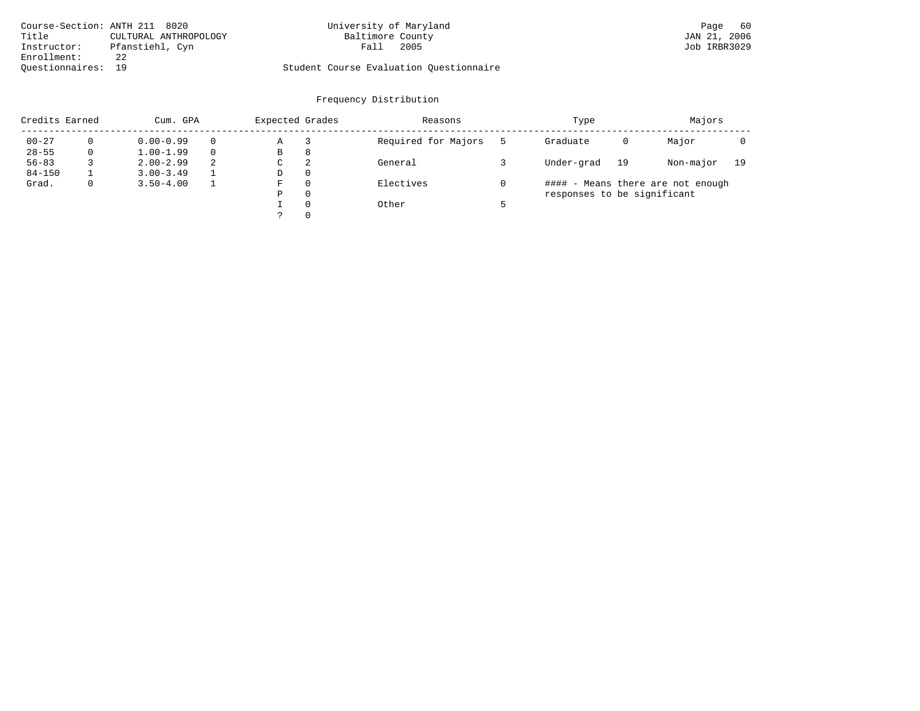Course-Section: ANTH 211 8020
Title: CULTURAL ANTHROPOLOGY
Instructor: Pfanstiehl, Cyn
Enrollment: 22
Questionnaires: 19

University of Maryland
Baltimore County
Fall 2005

Student Course Evaluation Questionnaire

JAN 21, 2006
Job IRBR3029

## Frequency Distribution

| Credits Earned | | Cum. GPA | | Expected Grades | | Reasons | | Type | | Majors | |
|---|---|---|---|---|---|---|---|---|---|---|---|
| 00-27 | 0 | 0.00-0.99 | 0 | A | 3 | Required for Majors | 5 | Graduate | 0 | Major | 0 |
| 28-55 | 0 | 1.00-1.99 | 0 | B | 8 | | | | | | |
| 56-83 | 3 | 2.00-2.99 | 2 | C | 2 | General | 3 | Under-grad | 19 | Non-major | 19 |
| 84-150 | 1 | 3.00-3.49 | 1 | D | 0 | | | | | | |
| Grad. | 0 | 3.50-4.00 | 1 | F | 0 | Electives | 0 | | | | |
| | | | | P | 0 | | | | | | |
| | | | | I | 0 | Other | 5 | | | | |
| | | | | ? | 0 | | | | | | |

#### - Means there are not enough responses to be significant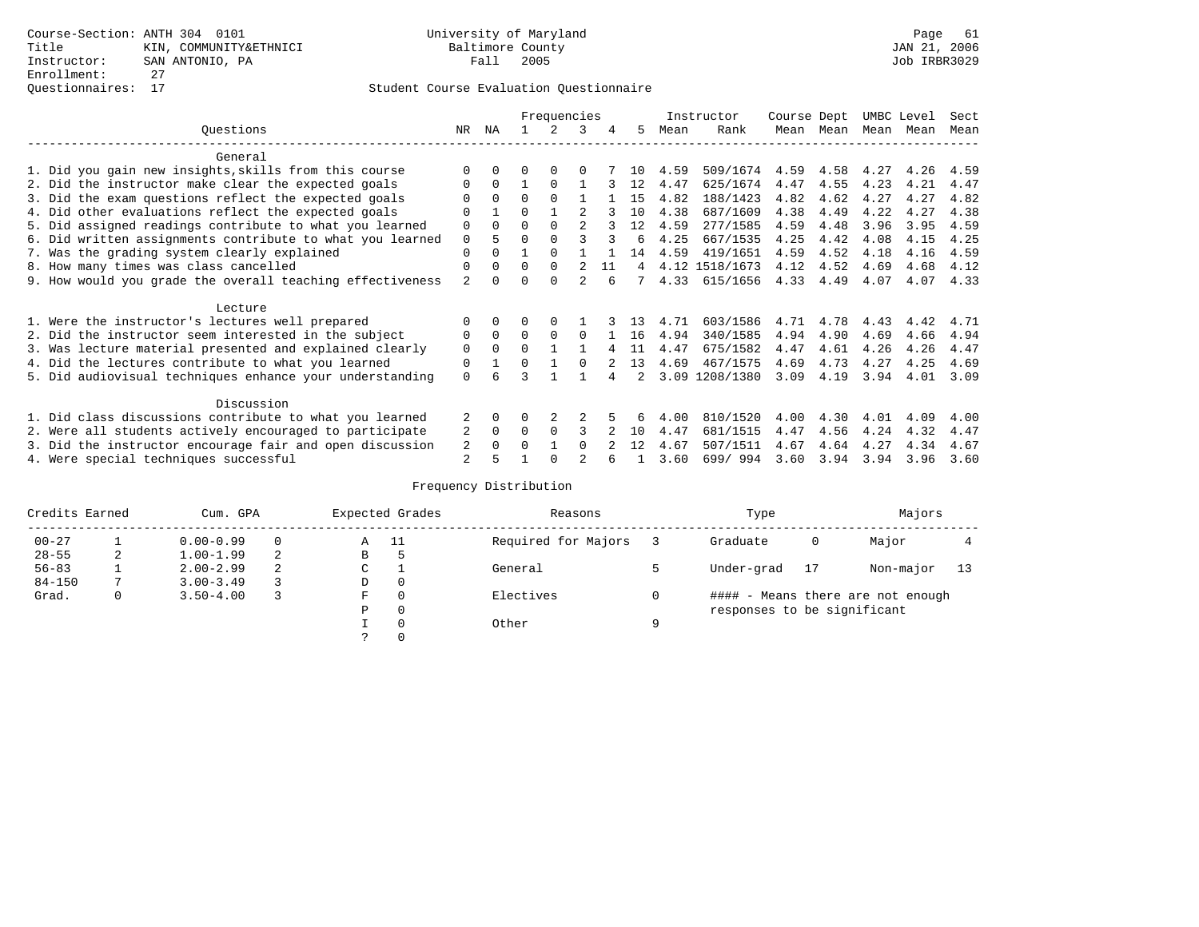Course-Section: ANTH 304 0101
Title: KIN, COMMUNITY&ETHNICI
Instructor: SAN ANTONIO, PA
Enrollment: 27
Questionnaires: 17

University of Maryland
Baltimore County
Fall 2005

JAN 21, 2006
Job IRBR3029

## Student Course Evaluation Questionnaire

| Questions | NR | NA | 1 | 2 | 3 | 4 | 5 | Instructor Mean | Instructor Rank | Course Mean | Dept Mean | UMBC Mean | Level Mean | Sect Mean |
|---|---|---|---|---|---|---|---|---|---|---|---|---|---|---|
| **General** | | | | | | | | | | | | | | |
| 1. Did you gain new insights,skills from this course | 0 | 0 | 0 | 0 | 0 | 7 | 10 | 4.59 | 509/1674 | 4.59 | 4.58 | 4.27 | 4.26 | 4.59 |
| 2. Did the instructor make clear the expected goals | 0 | 0 | 1 | 0 | 1 | 3 | 12 | 4.47 | 625/1674 | 4.47 | 4.55 | 4.23 | 4.21 | 4.47 |
| 3. Did the exam questions reflect the expected goals | 0 | 0 | 0 | 0 | 1 | 1 | 15 | 4.82 | 188/1423 | 4.82 | 4.62 | 4.27 | 4.27 | 4.82 |
| 4. Did other evaluations reflect the expected goals | 0 | 1 | 0 | 1 | 2 | 3 | 10 | 4.38 | 687/1609 | 4.38 | 4.49 | 4.22 | 4.27 | 4.38 |
| 5. Did assigned readings contribute to what you learned | 0 | 0 | 0 | 0 | 2 | 3 | 12 | 4.59 | 277/1585 | 4.59 | 4.48 | 3.96 | 3.95 | 4.59 |
| 6. Did written assignments contribute to what you learned | 0 | 5 | 0 | 0 | 3 | 3 | 6 | 4.25 | 667/1535 | 4.25 | 4.42 | 4.08 | 4.15 | 4.25 |
| 7. Was the grading system clearly explained | 0 | 0 | 1 | 0 | 1 | 1 | 14 | 4.59 | 419/1651 | 4.59 | 4.52 | 4.18 | 4.16 | 4.59 |
| 8. How many times was class cancelled | 0 | 0 | 0 | 0 | 2 | 11 | 4 | 4.12 | 1518/1673 | 4.12 | 4.52 | 4.69 | 4.68 | 4.12 |
| 9. How would you grade the overall teaching effectiveness | 2 | 0 | 0 | 0 | 2 | 6 | 7 | 4.33 | 615/1656 | 4.33 | 4.49 | 4.07 | 4.07 | 4.33 |
| **Lecture** | | | | | | | | | | | | | | |
| 1. Were the instructor's lectures well prepared | 0 | 0 | 0 | 0 | 1 | 3 | 13 | 4.71 | 603/1586 | 4.71 | 4.78 | 4.43 | 4.42 | 4.71 |
| 2. Did the instructor seem interested in the subject | 0 | 0 | 0 | 0 | 0 | 1 | 16 | 4.94 | 340/1585 | 4.94 | 4.90 | 4.69 | 4.66 | 4.94 |
| 3. Was lecture material presented and explained clearly | 0 | 0 | 0 | 1 | 1 | 4 | 11 | 4.47 | 675/1582 | 4.47 | 4.61 | 4.26 | 4.26 | 4.47 |
| 4. Did the lectures contribute to what you learned | 0 | 1 | 0 | 1 | 0 | 2 | 13 | 4.69 | 467/1575 | 4.69 | 4.73 | 4.27 | 4.25 | 4.69 |
| 5. Did audiovisual techniques enhance your understanding | 0 | 6 | 3 | 1 | 1 | 4 | 2 | 3.09 | 1208/1380 | 3.09 | 4.19 | 3.94 | 4.01 | 3.09 |
| **Discussion** | | | | | | | | | | | | | | |
| 1. Did class discussions contribute to what you learned | 2 | 0 | 0 | 2 | 2 | 5 | 6 | 4.00 | 810/1520 | 4.00 | 4.30 | 4.01 | 4.09 | 4.00 |
| 2. Were all students actively encouraged to participate | 2 | 0 | 0 | 0 | 3 | 2 | 10 | 4.47 | 681/1515 | 4.47 | 4.56 | 4.24 | 4.32 | 4.47 |
| 3. Did the instructor encourage fair and open discussion | 2 | 0 | 0 | 1 | 0 | 2 | 12 | 4.67 | 507/1511 | 4.67 | 4.64 | 4.27 | 4.34 | 4.67 |
| 4. Were special techniques successful | 2 | 5 | 1 | 0 | 2 | 6 | 1 | 3.60 | 699/ 994 | 3.60 | 3.94 | 3.94 | 3.96 | 3.60 |

## Frequency Distribution

| Credits Earned | | Cum. GPA | | Expected Grades | | Reasons | | Type | | Majors | |
|---|---|---|---|---|---|---|---|---|---|---|---|
| 00-27 | 1 | 0.00-0.99 | 0 | A | 11 | Required for Majors | 3 | Graduate | 0 | Major | 4 |
| 28-55 | 2 | 1.00-1.99 | 2 | B | 5 | | | | | | |
| 56-83 | 1 | 2.00-2.99 | 2 | C | 1 | General | 5 | Under-grad | 17 | Non-major | 13 |
| 84-150 | 7 | 3.00-3.49 | 3 | D | 0 | | | | | | |
| Grad. | 0 | 3.50-4.00 | 3 | F | 0 | Electives | 0 | | | | |
| | | | | P | 0 | | | | | | |
| | | | | I | 0 | Other | 9 | | | | |
| | | | | ? | 0 | | | | | | |

#### - Means there are not enough responses to be significant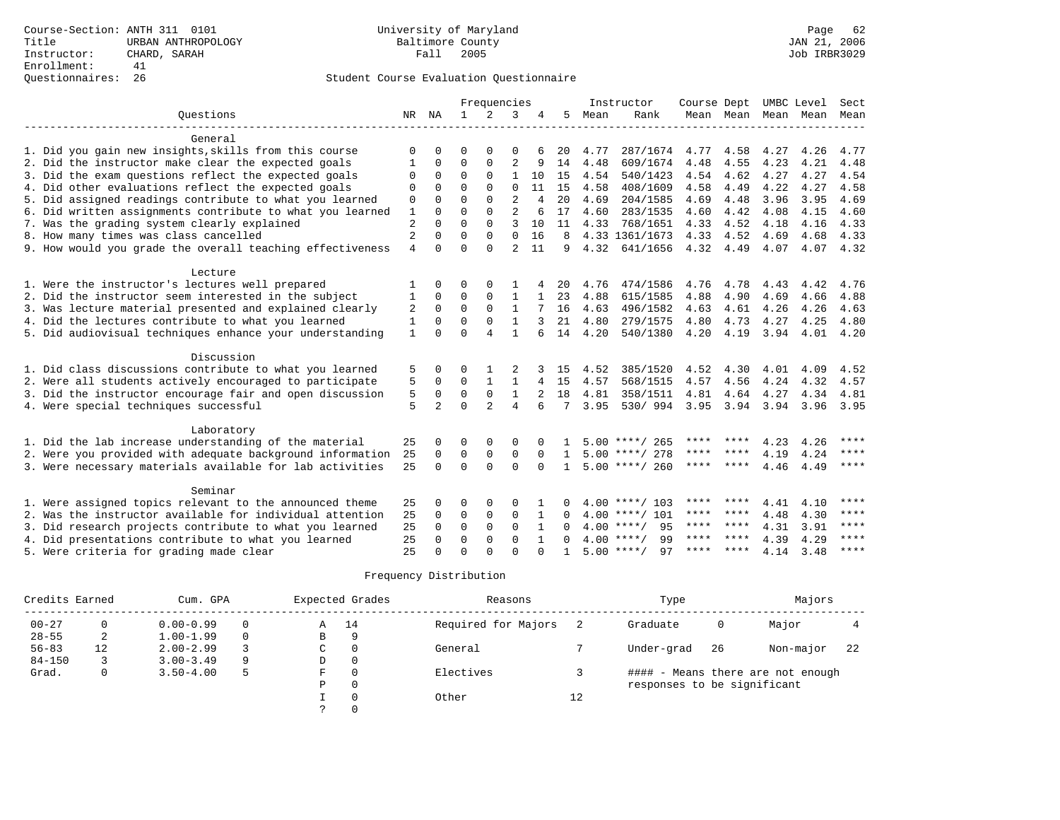Course-Section: ANTH 311 0101
Title: URBAN ANTHROPOLOGY
Instructor: CHARD, SARAH
Enrollment: 41
Questionnaires: 26

University of Maryland
Baltimore County
Fall 2005

Student Course Evaluation Questionnaire

Page 62
JAN 21, 2006
Job IRBR3029

| Questions | NR | NA | 1 | 2 | 3 | 4 | 5 | Instructor Mean | Instructor Rank | Course Mean | Dept Mean | UMBC Mean | Level Mean | Sect Mean |
|---|---|---|---|---|---|---|---|---|---|---|---|---|---|---|
| **General** | | | | | | | | | | | | | | |
| 1. Did you gain new insights,skills from this course | 0 | 0 | 0 | 0 | 0 | 6 | 20 | 4.77 | 287/1674 | 4.77 | 4.58 | 4.27 | 4.26 | 4.77 |
| 2. Did the instructor make clear the expected goals | 1 | 0 | 0 | 0 | 2 | 9 | 14 | 4.48 | 609/1674 | 4.48 | 4.55 | 4.23 | 4.21 | 4.48 |
| 3. Did the exam questions reflect the expected goals | 0 | 0 | 0 | 0 | 1 | 10 | 15 | 4.54 | 540/1423 | 4.54 | 4.62 | 4.27 | 4.27 | 4.54 |
| 4. Did other evaluations reflect the expected goals | 0 | 0 | 0 | 0 | 0 | 11 | 15 | 4.58 | 408/1609 | 4.58 | 4.49 | 4.22 | 4.27 | 4.58 |
| 5. Did assigned readings contribute to what you learned | 0 | 0 | 0 | 0 | 2 | 4 | 20 | 4.69 | 204/1585 | 4.69 | 4.48 | 3.96 | 3.95 | 4.69 |
| 6. Did written assignments contribute to what you learned | 1 | 0 | 0 | 0 | 2 | 6 | 17 | 4.60 | 283/1535 | 4.60 | 4.42 | 4.08 | 4.15 | 4.60 |
| 7. Was the grading system clearly explained | 2 | 0 | 0 | 0 | 3 | 10 | 11 | 4.33 | 768/1651 | 4.33 | 4.52 | 4.18 | 4.16 | 4.33 |
| 8. How many times was class cancelled | 2 | 0 | 0 | 0 | 0 | 16 | 8 | 4.33 | 1361/1673 | 4.33 | 4.52 | 4.69 | 4.68 | 4.33 |
| 9. How would you grade the overall teaching effectiveness | 4 | 0 | 0 | 0 | 2 | 11 | 9 | 4.32 | 641/1656 | 4.32 | 4.49 | 4.07 | 4.07 | 4.32 |
| **Lecture** | | | | | | | | | | | | | | |
| 1. Were the instructor's lectures well prepared | 1 | 0 | 0 | 0 | 1 | 4 | 20 | 4.76 | 474/1586 | 4.76 | 4.78 | 4.43 | 4.42 | 4.76 |
| 2. Did the instructor seem interested in the subject | 1 | 0 | 0 | 0 | 1 | 1 | 23 | 4.88 | 615/1585 | 4.88 | 4.90 | 4.69 | 4.66 | 4.88 |
| 3. Was lecture material presented and explained clearly | 2 | 0 | 0 | 0 | 1 | 7 | 16 | 4.63 | 496/1582 | 4.63 | 4.61 | 4.26 | 4.26 | 4.63 |
| 4. Did the lectures contribute to what you learned | 1 | 0 | 0 | 0 | 1 | 3 | 21 | 4.80 | 279/1575 | 4.80 | 4.73 | 4.27 | 4.25 | 4.80 |
| 5. Did audiovisual techniques enhance your understanding | 1 | 0 | 0 | 4 | 1 | 6 | 14 | 4.20 | 540/1380 | 4.20 | 4.19 | 3.94 | 4.01 | 4.20 |
| **Discussion** | | | | | | | | | | | | | | |
| 1. Did class discussions contribute to what you learned | 5 | 0 | 0 | 1 | 2 | 3 | 15 | 4.52 | 385/1520 | 4.52 | 4.30 | 4.01 | 4.09 | 4.52 |
| 2. Were all students actively encouraged to participate | 5 | 0 | 0 | 1 | 1 | 4 | 15 | 4.57 | 568/1515 | 4.57 | 4.56 | 4.24 | 4.32 | 4.57 |
| 3. Did the instructor encourage fair and open discussion | 5 | 0 | 0 | 0 | 1 | 2 | 18 | 4.81 | 358/1511 | 4.81 | 4.64 | 4.27 | 4.34 | 4.81 |
| 4. Were special techniques successful | 5 | 2 | 0 | 2 | 4 | 6 | 7 | 3.95 | 530/ 994 | 3.95 | 3.94 | 3.94 | 3.96 | 3.95 |
| **Laboratory** | | | | | | | | | | | | | | |
| 1. Did the lab increase understanding of the material | 25 | 0 | 0 | 0 | 0 | 0 | 1 | 5.00 | ****/ 265 | **** | **** | 4.23 | 4.26 | **** |
| 2. Were you provided with adequate background information | 25 | 0 | 0 | 0 | 0 | 0 | 1 | 5.00 | ****/ 278 | **** | **** | 4.19 | 4.24 | **** |
| 3. Were necessary materials available for lab activities | 25 | 0 | 0 | 0 | 0 | 0 | 1 | 5.00 | ****/ 260 | **** | **** | 4.46 | 4.49 | **** |
| **Seminar** | | | | | | | | | | | | | | |
| 1. Were assigned topics relevant to the announced theme | 25 | 0 | 0 | 0 | 0 | 1 | 0 | 4.00 | ****/ 103 | **** | **** | 4.41 | 4.10 | **** |
| 2. Was the instructor available for individual attention | 25 | 0 | 0 | 0 | 0 | 1 | 0 | 4.00 | ****/ 101 | **** | **** | 4.48 | 4.30 | **** |
| 3. Did research projects contribute to what you learned | 25 | 0 | 0 | 0 | 0 | 1 | 0 | 4.00 | ****/ 95 | **** | **** | 4.31 | 3.91 | **** |
| 4. Did presentations contribute to what you learned | 25 | 0 | 0 | 0 | 0 | 1 | 0 | 4.00 | ****/ 99 | **** | **** | 4.39 | 4.29 | **** |
| 5. Were criteria for grading made clear | 25 | 0 | 0 | 0 | 0 | 0 | 1 | 5.00 | ****/ 97 | **** | **** | 4.14 | 3.48 | **** |

Frequency Distribution

| Credits Earned | | Cum. GPA | | Expected Grades | | Reasons | | Type | | Majors | |
|---|---|---|---|---|---|---|---|---|---|---|---|
| 00-27 | 0 | 0.00-0.99 | 0 | A | 14 | Required for Majors | 2 | Graduate | 0 | Major | 4 |
| 28-55 | 2 | 1.00-1.99 | 0 | B | 9 | | | | | | |
| 56-83 | 12 | 2.00-2.99 | 3 | C | 0 | General | 7 | Under-grad | 26 | Non-major | 22 |
| 84-150 | 3 | 3.00-3.49 | 9 | D | 0 | | | | | | |
| Grad. | 0 | 3.50-4.00 | 5 | F | 0 | Electives | 3 | #### - Means there are not enough responses to be significant | | | |
| | | | | P | 0 | | | | | | |
| | | | | I | 0 | Other | 12 | | | | |
| | | | | ? | 0 | | | | | | |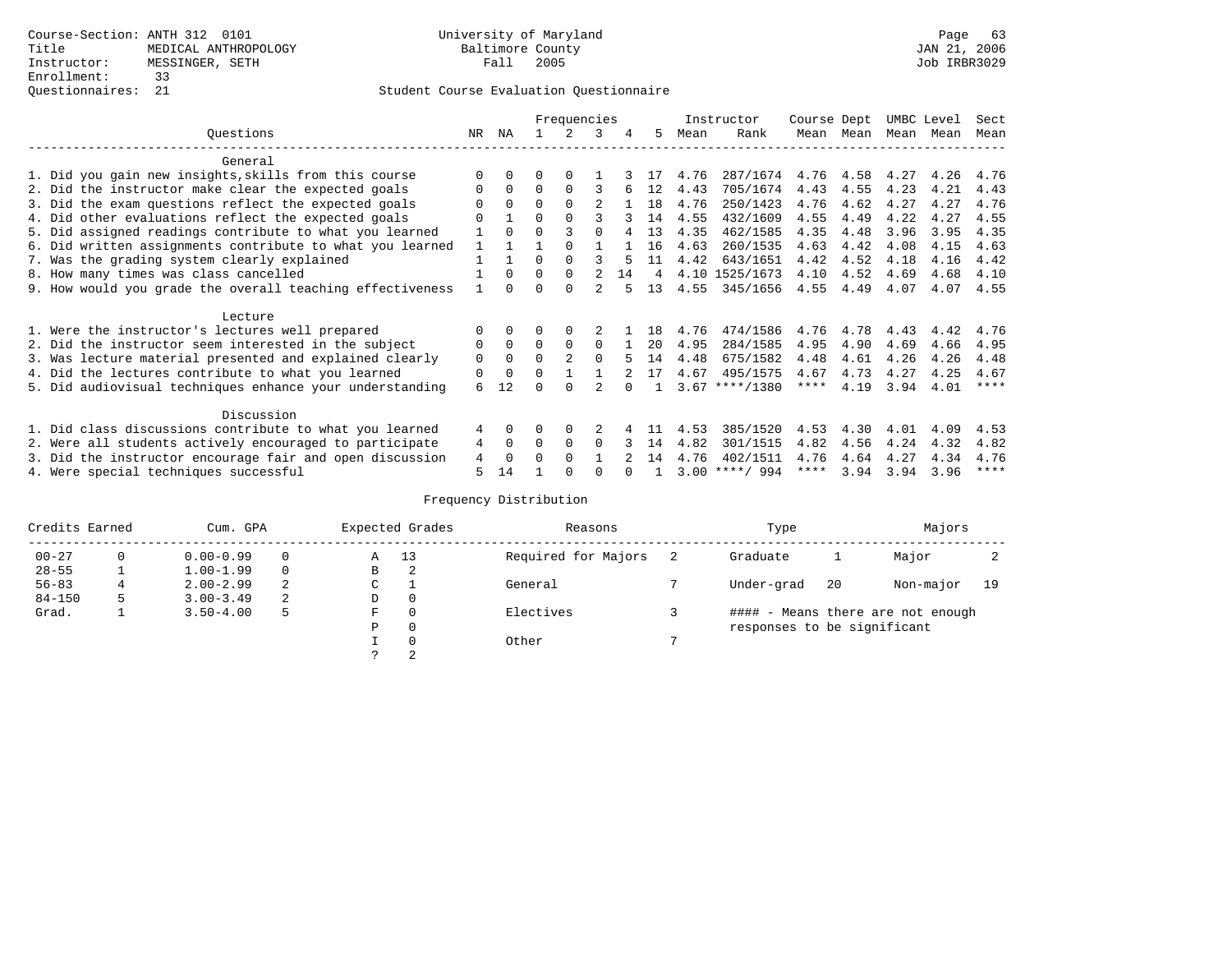Course-Section: ANTH 312 0101
Title: MEDICAL ANTHROPOLOGY
Instructor: MESSINGER, SETH
Enrollment: 33
Questionnaires: 21

University of Maryland
Baltimore County
Fall 2005

JAN 21, 2006
Job IRBR3029

## Student Course Evaluation Questionnaire

| Questions | NR | NA | 1 | 2 | 3 | 4 | 5 | Instructor Mean | Instructor Rank | Course Mean | Dept Mean | UMBC Level Mean | Level Mean | Sect Mean |
|---|---|---|---|---|---|---|---|---|---|---|---|---|---|---|
| **General** | | | | | | | | | | | | | | |
| 1. Did you gain new insights,skills from this course | 0 | 0 | 0 | 0 | 1 | 3 | 17 | 4.76 | 287/1674 | 4.76 | 4.58 | 4.27 | 4.26 | 4.76 |
| 2. Did the instructor make clear the expected goals | 0 | 0 | 0 | 0 | 3 | 6 | 12 | 4.43 | 705/1674 | 4.43 | 4.55 | 4.23 | 4.21 | 4.43 |
| 3. Did the exam questions reflect the expected goals | 0 | 0 | 0 | 0 | 2 | 1 | 18 | 4.76 | 250/1423 | 4.76 | 4.62 | 4.27 | 4.27 | 4.76 |
| 4. Did other evaluations reflect the expected goals | 0 | 1 | 0 | 0 | 3 | 3 | 14 | 4.55 | 432/1609 | 4.55 | 4.49 | 4.22 | 4.27 | 4.55 |
| 5. Did assigned readings contribute to what you learned | 1 | 0 | 0 | 3 | 0 | 4 | 13 | 4.35 | 462/1585 | 4.35 | 4.48 | 3.96 | 3.95 | 4.35 |
| 6. Did written assignments contribute to what you learned | 1 | 1 | 1 | 0 | 1 | 1 | 16 | 4.63 | 260/1535 | 4.63 | 4.42 | 4.08 | 4.15 | 4.63 |
| 7. Was the grading system clearly explained | 1 | 1 | 0 | 0 | 3 | 5 | 11 | 4.42 | 643/1651 | 4.42 | 4.52 | 4.18 | 4.16 | 4.42 |
| 8. How many times was class cancelled | 1 | 0 | 0 | 0 | 2 | 14 | 4 | 4.10 | 1525/1673 | 4.10 | 4.52 | 4.69 | 4.68 | 4.10 |
| 9. How would you grade the overall teaching effectiveness | 1 | 0 | 0 | 0 | 2 | 5 | 13 | 4.55 | 345/1656 | 4.55 | 4.49 | 4.07 | 4.07 | 4.55 |
| **Lecture** | | | | | | | | | | | | | | |
| 1. Were the instructor's lectures well prepared | 0 | 0 | 0 | 0 | 2 | 1 | 18 | 4.76 | 474/1586 | 4.76 | 4.78 | 4.43 | 4.42 | 4.76 |
| 2. Did the instructor seem interested in the subject | 0 | 0 | 0 | 0 | 0 | 1 | 20 | 4.95 | 284/1585 | 4.95 | 4.90 | 4.69 | 4.66 | 4.95 |
| 3. Was lecture material presented and explained clearly | 0 | 0 | 0 | 2 | 0 | 5 | 14 | 4.48 | 675/1582 | 4.48 | 4.61 | 4.26 | 4.26 | 4.48 |
| 4. Did the lectures contribute to what you learned | 0 | 0 | 0 | 1 | 1 | 2 | 17 | 4.67 | 495/1575 | 4.67 | 4.73 | 4.27 | 4.25 | 4.67 |
| 5. Did audiovisual techniques enhance your understanding | 6 | 12 | 0 | 0 | 2 | 0 | 1 | 3.67 | ****/1380 | **** | 4.19 | 3.94 | 4.01 | **** |
| **Discussion** | | | | | | | | | | | | | | |
| 1. Did class discussions contribute to what you learned | 4 | 0 | 0 | 0 | 2 | 4 | 11 | 4.53 | 385/1520 | 4.53 | 4.30 | 4.01 | 4.09 | 4.53 |
| 2. Were all students actively encouraged to participate | 4 | 0 | 0 | 0 | 0 | 3 | 14 | 4.82 | 301/1515 | 4.82 | 4.56 | 4.24 | 4.32 | 4.82 |
| 3. Did the instructor encourage fair and open discussion | 4 | 0 | 0 | 0 | 1 | 2 | 14 | 4.76 | 402/1511 | 4.76 | 4.64 | 4.27 | 4.34 | 4.76 |
| 4. Were special techniques successful | 5 | 14 | 1 | 0 | 0 | 0 | 1 | 3.00 | ****/ 994 | **** | 3.94 | 3.94 | 3.96 | **** |

## Frequency Distribution

| Credits Earned | | Cum. GPA | | Expected Grades | | Reasons | | Type | | Majors | |
|---|---|---|---|---|---|---|---|---|---|---|---|
| 00-27 | 0 | 0.00-0.99 | 0 | A | 13 | Required for Majors | 2 | Graduate | 1 | Major | 2 |
| 28-55 | 1 | 1.00-1.99 | 0 | B | 2 | | | | | | |
| 56-83 | 4 | 2.00-2.99 | 2 | C | 1 | General | 7 | Under-grad | 20 | Non-major | 19 |
| 84-150 | 5 | 3.00-3.49 | 2 | D | 0 | | | | | | |
| Grad. | 1 | 3.50-4.00 | 5 | F | 0 | Electives | 3 | | | | |
| | | | | P | 0 | | | | | | |
| | | | | I | 0 | Other | 7 | | | | |
| | | | | ? | 2 | | | | | | |

#### - Means there are not enough responses to be significant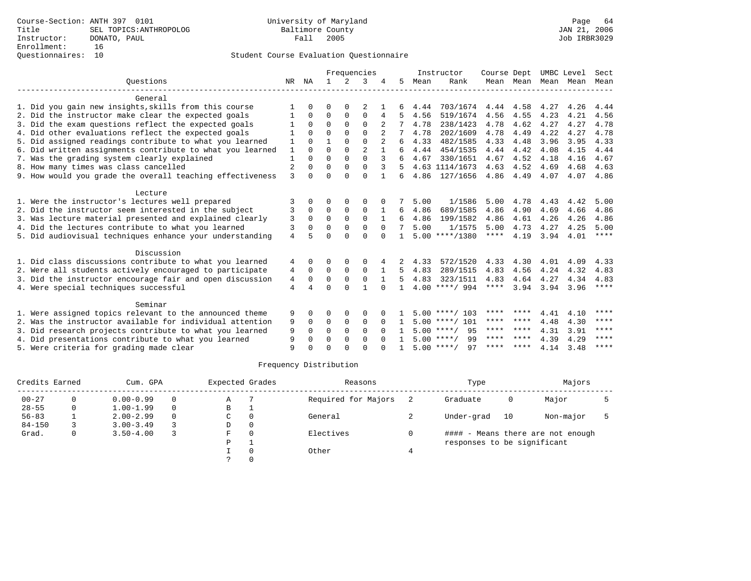Course-Section: ANTH 397 0101
Title: SEL TOPICS:ANTHROPOLOG
Instructor: DONATO, PAUL
Enrollment: 16
Questionnaires: 10

University of Maryland
Baltimore County
Fall 2005

Student Course Evaluation Questionnaire

| Questions | NR | NA | 1 | 2 | 3 | 4 | 5 | Instructor Mean | Instructor Rank | Course Mean | Dept Mean | UMBC Level Mean | Level Mean | Sect Mean |
|---|---|---|---|---|---|---|---|---|---|---|---|---|---|---|
| **General** | | | | | | | | | | | | | | |
| 1. Did you gain new insights,skills from this course | 1 | 0 | 0 | 0 | 2 | 1 | 6 | 4.44 | 703/1674 | 4.44 | 4.58 | 4.27 | 4.26 | 4.44 |
| 2. Did the instructor make clear the expected goals | 1 | 0 | 0 | 0 | 0 | 4 | 5 | 4.56 | 519/1674 | 4.56 | 4.55 | 4.23 | 4.21 | 4.56 |
| 3. Did the exam questions reflect the expected goals | 1 | 0 | 0 | 0 | 0 | 2 | 7 | 4.78 | 238/1423 | 4.78 | 4.62 | 4.27 | 4.27 | 4.78 |
| 4. Did other evaluations reflect the expected goals | 1 | 0 | 0 | 0 | 0 | 2 | 7 | 4.78 | 202/1609 | 4.78 | 4.49 | 4.22 | 4.27 | 4.78 |
| 5. Did assigned readings contribute to what you learned | 1 | 0 | 1 | 0 | 0 | 2 | 6 | 4.33 | 482/1585 | 4.33 | 4.48 | 3.96 | 3.95 | 4.33 |
| 6. Did written assignments contribute to what you learned | 1 | 0 | 0 | 0 | 2 | 1 | 6 | 4.44 | 454/1535 | 4.44 | 4.42 | 4.08 | 4.15 | 4.44 |
| 7. Was the grading system clearly explained | 1 | 0 | 0 | 0 | 0 | 3 | 6 | 4.67 | 330/1651 | 4.67 | 4.52 | 4.18 | 4.16 | 4.67 |
| 8. How many times was class cancelled | 2 | 0 | 0 | 0 | 0 | 3 | 5 | 4.63 | 1114/1673 | 4.63 | 4.52 | 4.69 | 4.68 | 4.63 |
| 9. How would you grade the overall teaching effectiveness | 3 | 0 | 0 | 0 | 0 | 1 | 6 | 4.86 | 127/1656 | 4.86 | 4.49 | 4.07 | 4.07 | 4.86 |
| **Lecture** | | | | | | | | | | | | | | |
| 1. Were the instructor's lectures well prepared | 3 | 0 | 0 | 0 | 0 | 0 | 7 | 5.00 | 1/1586 | 5.00 | 4.78 | 4.43 | 4.42 | 5.00 |
| 2. Did the instructor seem interested in the subject | 3 | 0 | 0 | 0 | 0 | 1 | 6 | 4.86 | 689/1585 | 4.86 | 4.90 | 4.69 | 4.66 | 4.86 |
| 3. Was lecture material presented and explained clearly | 3 | 0 | 0 | 0 | 0 | 1 | 6 | 4.86 | 199/1582 | 4.86 | 4.61 | 4.26 | 4.26 | 4.86 |
| 4. Did the lectures contribute to what you learned | 3 | 0 | 0 | 0 | 0 | 0 | 7 | 5.00 | 1/1575 | 5.00 | 4.73 | 4.27 | 4.25 | 5.00 |
| 5. Did audiovisual techniques enhance your understanding | 4 | 5 | 0 | 0 | 0 | 0 | 1 | 5.00 | ****/1380 | **** | 4.19 | 3.94 | 4.01 | **** |
| **Discussion** | | | | | | | | | | | | | | |
| 1. Did class discussions contribute to what you learned | 4 | 0 | 0 | 0 | 0 | 4 | 2 | 4.33 | 572/1520 | 4.33 | 4.30 | 4.01 | 4.09 | 4.33 |
| 2. Were all students actively encouraged to participate | 4 | 0 | 0 | 0 | 0 | 1 | 5 | 4.83 | 289/1515 | 4.83 | 4.56 | 4.24 | 4.32 | 4.83 |
| 3. Did the instructor encourage fair and open discussion | 4 | 0 | 0 | 0 | 0 | 1 | 5 | 4.83 | 323/1511 | 4.83 | 4.64 | 4.27 | 4.34 | 4.83 |
| 4. Were special techniques successful | 4 | 4 | 0 | 0 | 1 | 0 | 1 | 4.00 | ****/ 994 | **** | 3.94 | 3.94 | 3.96 | **** |
| **Seminar** | | | | | | | | | | | | | | |
| 1. Were assigned topics relevant to the announced theme | 9 | 0 | 0 | 0 | 0 | 0 | 1 | 5.00 | ****/ 103 | **** | **** | 4.41 | 4.10 | **** |
| 2. Was the instructor available for individual attention | 9 | 0 | 0 | 0 | 0 | 0 | 1 | 5.00 | ****/ 101 | **** | **** | 4.48 | 4.30 | **** |
| 3. Did research projects contribute to what you learned | 9 | 0 | 0 | 0 | 0 | 0 | 1 | 5.00 | ****/ 95 | **** | **** | 4.31 | 3.91 | **** |
| 4. Did presentations contribute to what you learned | 9 | 0 | 0 | 0 | 0 | 0 | 1 | 5.00 | ****/ 99 | **** | **** | 4.39 | 4.29 | **** |
| 5. Were criteria for grading made clear | 9 | 0 | 0 | 0 | 0 | 0 | 1 | 5.00 | ****/ 97 | **** | **** | 4.14 | 3.48 | **** |

Frequency Distribution

| Credits Earned | | Cum. GPA | | Expected Grades | | Reasons | | Type | | Majors | |
|---|---|---|---|---|---|---|---|---|---|---|---|
| 00-27 | 0 | 0.00-0.99 | 0 | A | 7 | Required for Majors | 2 | Graduate | 0 | Major | 5 |
| 28-55 | 0 | 1.00-1.99 | 0 | B | 1 | | | | | | |
| 56-83 | 1 | 2.00-2.99 | 0 | C | 0 | General | 2 | Under-grad | 10 | Non-major | 5 |
| 84-150 | 3 | 3.00-3.49 | 3 | D | 0 | | | | | | |
| Grad. | 0 | 3.50-4.00 | 3 | F | 0 | Electives | 0 | #### - Means there are not enough responses to be significant | | | |
| | | | | P | 1 | | | | | | |
| | | | | I | 0 | Other | 4 | | | | |
| | | | | ? | 0 | | | | | | |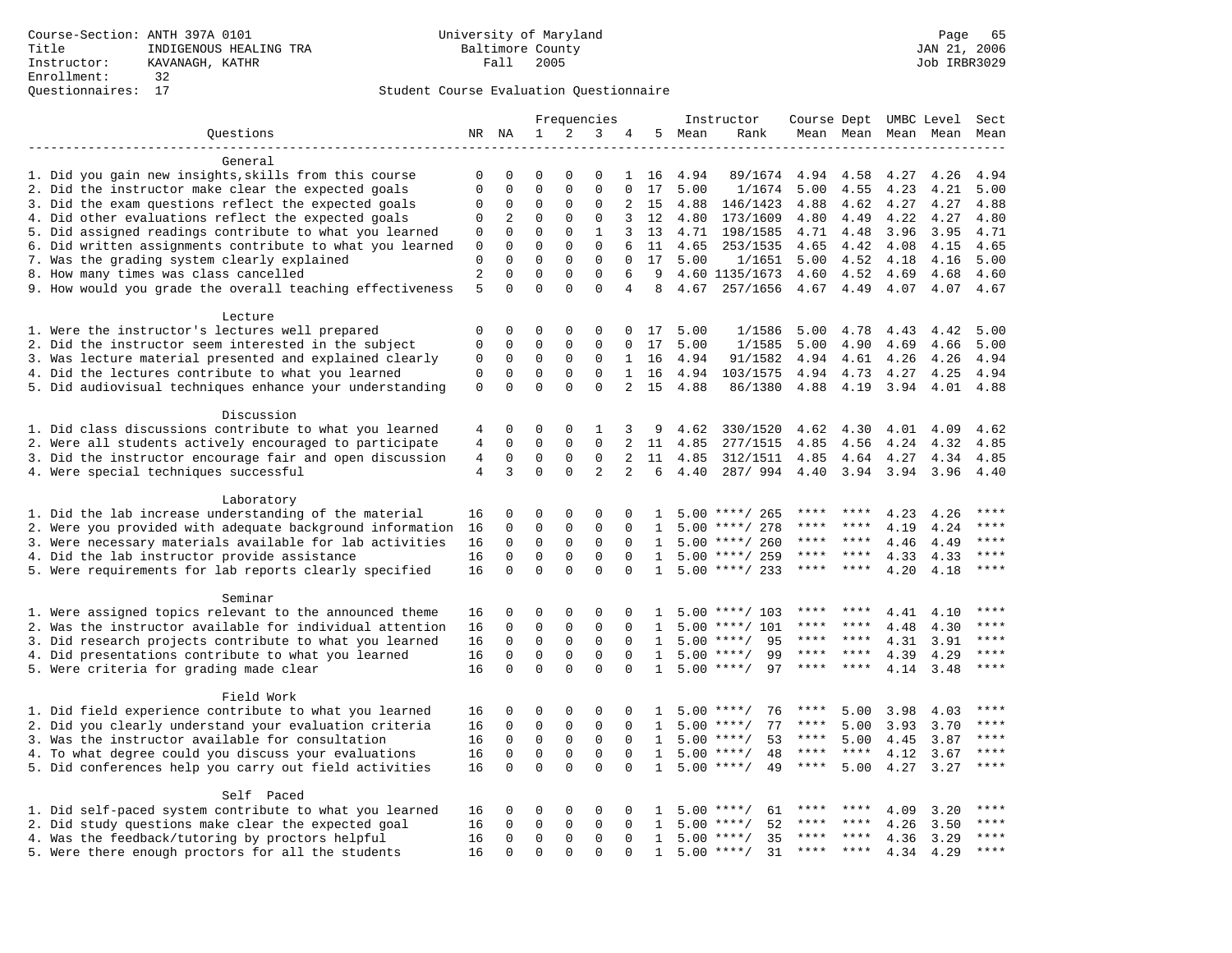Course-Section: ANTH 397A 0101
Title: INDIGENOUS HEALING TRA
Instructor: KAVANAGH, KATHR
Enrollment: 32
Questionnaires: 17

University of Maryland
Baltimore County
Fall 2005

Page 65
JAN 21, 2006
Job IRBR3029

Student Course Evaluation Questionnaire

| Questions | NR | NA | 1 | 2 | 3 | 4 | 5 | Instructor Mean | Instructor Rank | Course Mean | Dept Mean | UMBC Level Mean | Level Mean | Sect Mean |
|---|---|---|---|---|---|---|---|---|---|---|---|---|---|---|
| **General** | | | | | | | | | | | | | | |
| 1. Did you gain new insights,skills from this course | 0 | 0 | 0 | 0 | 0 | 1 | 16 | 4.94 | 89/1674 | 4.94 | 4.58 | 4.27 | 4.26 | 4.94 |
| 2. Did the instructor make clear the expected goals | 0 | 0 | 0 | 0 | 0 | 0 | 17 | 5.00 | 1/1674 | 5.00 | 4.55 | 4.23 | 4.21 | 5.00 |
| 3. Did the exam questions reflect the expected goals | 0 | 0 | 0 | 0 | 0 | 2 | 15 | 4.88 | 146/1423 | 4.88 | 4.62 | 4.27 | 4.27 | 4.88 |
| 4. Did other evaluations reflect the expected goals | 0 | 2 | 0 | 0 | 0 | 3 | 12 | 4.80 | 173/1609 | 4.80 | 4.49 | 4.22 | 4.27 | 4.80 |
| 5. Did assigned readings contribute to what you learned | 0 | 0 | 0 | 0 | 1 | 3 | 13 | 4.71 | 198/1585 | 4.71 | 4.48 | 3.96 | 3.95 | 4.71 |
| 6. Did written assignments contribute to what you learned | 0 | 0 | 0 | 0 | 0 | 6 | 11 | 4.65 | 253/1535 | 4.65 | 4.42 | 4.08 | 4.15 | 4.65 |
| 7. Was the grading system clearly explained | 0 | 0 | 0 | 0 | 0 | 0 | 17 | 5.00 | 1/1651 | 5.00 | 4.52 | 4.18 | 4.16 | 5.00 |
| 8. How many times was class cancelled | 2 | 0 | 0 | 0 | 0 | 6 | 9 | 4.60 | 1135/1673 | 4.60 | 4.52 | 4.69 | 4.68 | 4.60 |
| 9. How would you grade the overall teaching effectiveness | 5 | 0 | 0 | 0 | 0 | 4 | 8 | 4.67 | 257/1656 | 4.67 | 4.49 | 4.07 | 4.07 | 4.67 |
| **Lecture** | | | | | | | | | | | | | | |
| 1. Were the instructor's lectures well prepared | 0 | 0 | 0 | 0 | 0 | 0 | 17 | 5.00 | 1/1586 | 5.00 | 4.78 | 4.43 | 4.42 | 5.00 |
| 2. Did the instructor seem interested in the subject | 0 | 0 | 0 | 0 | 0 | 0 | 17 | 5.00 | 1/1585 | 5.00 | 4.90 | 4.69 | 4.66 | 5.00 |
| 3. Was lecture material presented and explained clearly | 0 | 0 | 0 | 0 | 0 | 1 | 16 | 4.94 | 91/1582 | 4.94 | 4.61 | 4.26 | 4.26 | 4.94 |
| 4. Did the lectures contribute to what you learned | 0 | 0 | 0 | 0 | 0 | 1 | 16 | 4.94 | 103/1575 | 4.94 | 4.73 | 4.27 | 4.25 | 4.94 |
| 5. Did audiovisual techniques enhance your understanding | 0 | 0 | 0 | 0 | 0 | 2 | 15 | 4.88 | 86/1380 | 4.88 | 4.19 | 3.94 | 4.01 | 4.88 |
| **Discussion** | | | | | | | | | | | | | | |
| 1. Did class discussions contribute to what you learned | 4 | 0 | 0 | 0 | 1 | 3 | 9 | 4.62 | 330/1520 | 4.62 | 4.30 | 4.01 | 4.09 | 4.62 |
| 2. Were all students actively encouraged to participate | 4 | 0 | 0 | 0 | 0 | 2 | 11 | 4.85 | 277/1515 | 4.85 | 4.56 | 4.24 | 4.32 | 4.85 |
| 3. Did the instructor encourage fair and open discussion | 4 | 0 | 0 | 0 | 0 | 2 | 11 | 4.85 | 312/1511 | 4.85 | 4.64 | 4.27 | 4.34 | 4.85 |
| 4. Were special techniques successful | 4 | 3 | 0 | 0 | 2 | 2 | 6 | 4.40 | 287/ 994 | 4.40 | 3.94 | 3.94 | 3.96 | 4.40 |
| **Laboratory** | | | | | | | | | | | | | | |
| 1. Did the lab increase understanding of the material | 16 | 0 | 0 | 0 | 0 | 0 | 1 | 5.00 | ****/ 265 | **** | **** | 4.23 | 4.26 | **** |
| 2. Were you provided with adequate background information | 16 | 0 | 0 | 0 | 0 | 0 | 1 | 5.00 | ****/ 278 | **** | **** | 4.19 | 4.24 | **** |
| 3. Were necessary materials available for lab activities | 16 | 0 | 0 | 0 | 0 | 0 | 1 | 5.00 | ****/ 260 | **** | **** | 4.46 | 4.49 | **** |
| 4. Did the lab instructor provide assistance | 16 | 0 | 0 | 0 | 0 | 0 | 1 | 5.00 | ****/ 259 | **** | **** | 4.33 | 4.33 | **** |
| 5. Were requirements for lab reports clearly specified | 16 | 0 | 0 | 0 | 0 | 0 | 1 | 5.00 | ****/ 233 | **** | **** | 4.20 | 4.18 | **** |
| **Seminar** | | | | | | | | | | | | | | |
| 1. Were assigned topics relevant to the announced theme | 16 | 0 | 0 | 0 | 0 | 0 | 1 | 5.00 | ****/ 103 | **** | **** | 4.41 | 4.10 | **** |
| 2. Was the instructor available for individual attention | 16 | 0 | 0 | 0 | 0 | 0 | 1 | 5.00 | ****/ 101 | **** | **** | 4.48 | 4.30 | **** |
| 3. Did research projects contribute to what you learned | 16 | 0 | 0 | 0 | 0 | 0 | 1 | 5.00 | ****/ 95 | **** | **** | 4.31 | 3.91 | **** |
| 4. Did presentations contribute to what you learned | 16 | 0 | 0 | 0 | 0 | 0 | 1 | 5.00 | ****/ 99 | **** | **** | 4.39 | 4.29 | **** |
| 5. Were criteria for grading made clear | 16 | 0 | 0 | 0 | 0 | 0 | 1 | 5.00 | ****/ 97 | **** | **** | 4.14 | 3.48 | **** |
| **Field Work** | | | | | | | | | | | | | | |
| 1. Did field experience contribute to what you learned | 16 | 0 | 0 | 0 | 0 | 0 | 1 | 5.00 | ****/ 76 | **** | 5.00 | 3.98 | 4.03 | **** |
| 2. Did you clearly understand your evaluation criteria | 16 | 0 | 0 | 0 | 0 | 0 | 1 | 5.00 | ****/ 77 | **** | 5.00 | 3.93 | 3.70 | **** |
| 3. Was the instructor available for consultation | 16 | 0 | 0 | 0 | 0 | 0 | 1 | 5.00 | ****/ 53 | **** | 5.00 | 4.45 | 3.87 | **** |
| 4. To what degree could you discuss your evaluations | 16 | 0 | 0 | 0 | 0 | 0 | 1 | 5.00 | ****/ 48 | **** | **** | 4.12 | 3.67 | **** |
| 5. Did conferences help you carry out field activities | 16 | 0 | 0 | 0 | 0 | 0 | 1 | 5.00 | ****/ 49 | **** | 5.00 | 4.27 | 3.27 | **** |
| **Self Paced** | | | | | | | | | | | | | | |
| 1. Did self-paced system contribute to what you learned | 16 | 0 | 0 | 0 | 0 | 0 | 1 | 5.00 | ****/ 61 | **** | **** | 4.09 | 3.20 | **** |
| 2. Did study questions make clear the expected goal | 16 | 0 | 0 | 0 | 0 | 0 | 1 | 5.00 | ****/ 52 | **** | **** | 4.26 | 3.50 | **** |
| 4. Was the feedback/tutoring by proctors helpful | 16 | 0 | 0 | 0 | 0 | 0 | 1 | 5.00 | ****/ 35 | **** | **** | 4.36 | 3.29 | **** |
| 5. Were there enough proctors for all the students | 16 | 0 | 0 | 0 | 0 | 0 | 1 | 5.00 | ****/ 31 | **** | **** | 4.34 | 4.29 | **** |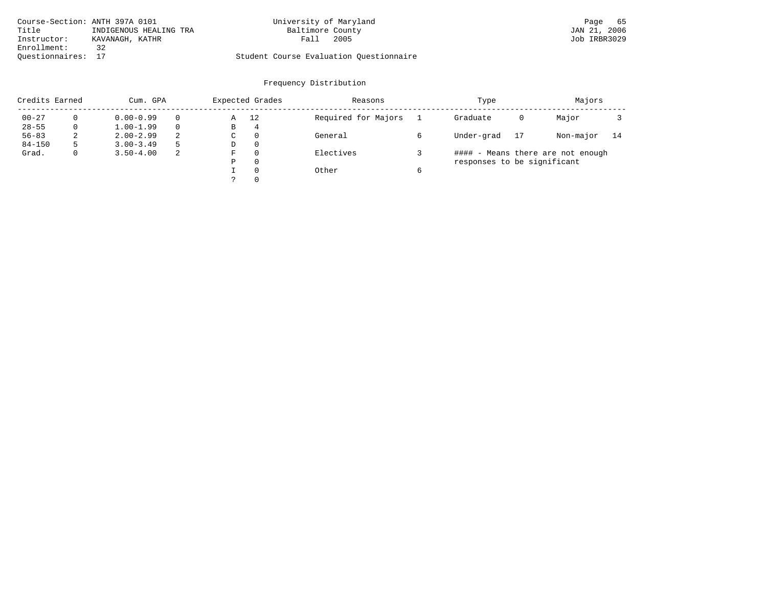Course-Section: ANTH 397A 0101
Title: INDIGENOUS HEALING TRA
Instructor: KAVANAGH, KATHR
Enrollment: 32
Questionnaires: 17

University of Maryland
Baltimore County
Fall 2005

Student Course Evaluation Questionnaire

Job IRBR3029
JAN 21, 2006

## Frequency Distribution

| Credits Earned | | Cum. GPA | | Expected Grades | | Reasons | | Type | | Majors | |
|---|---|---|---|---|---|---|---|---|---|---|---|
| 00-27 | 0 | 0.00-0.99 | 0 | A | 12 | Required for Majors | 1 | Graduate | 0 | Major | 3 |
| 28-55 | 0 | 1.00-1.99 | 0 | B | 4 | | | | | | |
| 56-83 | 2 | 2.00-2.99 | 2 | C | 0 | General | 6 | Under-grad | 17 | Non-major | 14 |
| 84-150 | 5 | 3.00-3.49 | 5 | D | 0 | | | | | | |
| Grad. | 0 | 3.50-4.00 | 2 | F | 0 | Electives | 3 | | | | |
| | | | | P | 0 | | | | | | |
| | | | | I | 0 | Other | 6 | | | | |
| | | | | ? | 0 | | | | | | |

#### - Means there are not enough responses to be significant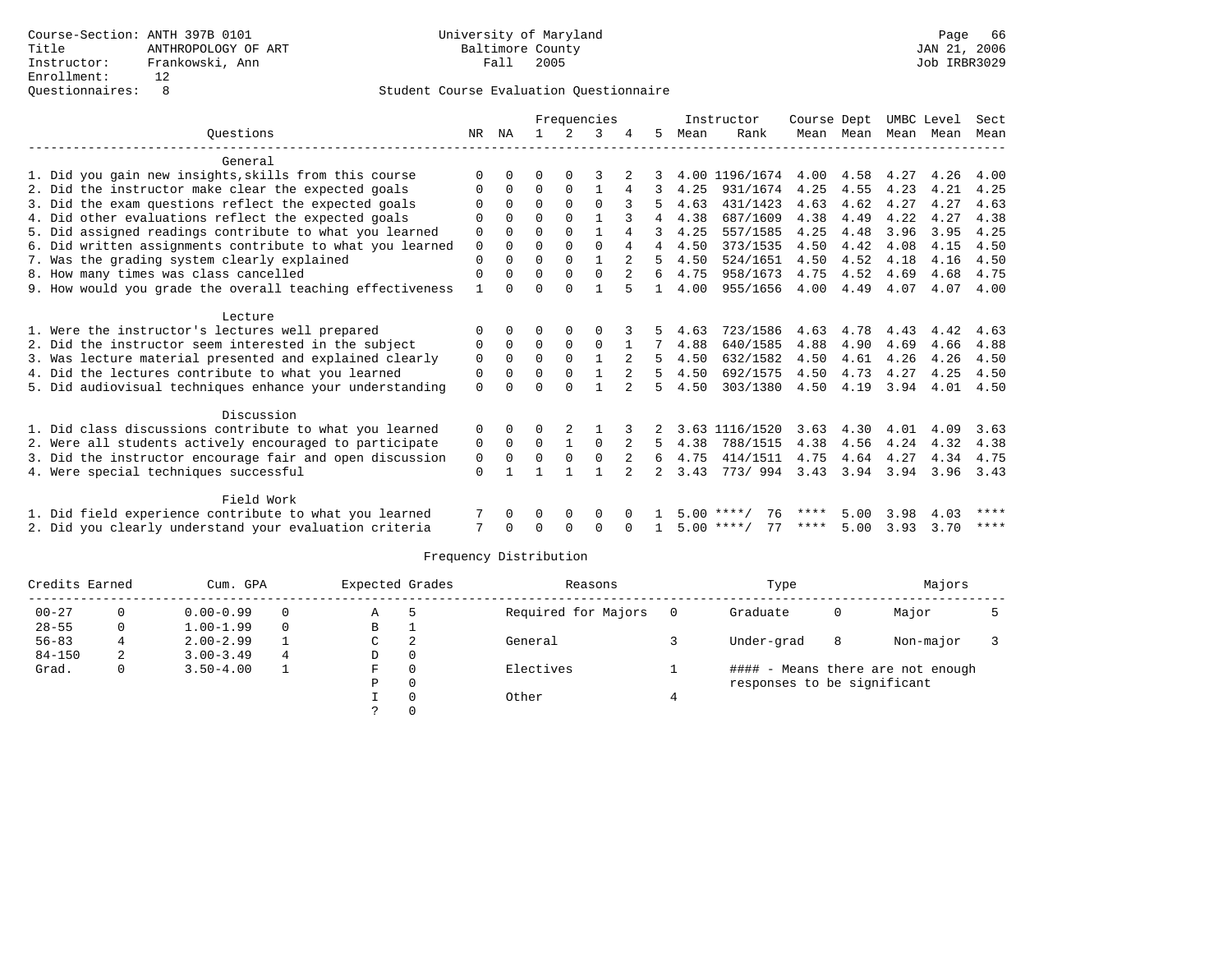Course-Section: ANTH 397B 0101
Title: ANTHROPOLOGY OF ART
Instructor: Frankowski, Ann
Enrollment: 12
Questionnaires: 8

University of Maryland
Baltimore County
Fall 2005

JAN 21, 2006
Job IRBR3029

## Student Course Evaluation Questionnaire

| Questions | NR | NA | 1 | 2 | 3 | 4 | 5 | Instructor Mean | Instructor Rank | Course Mean | Dept Mean | UMBC Mean | Level Mean | Sect Mean |
|---|---|---|---|---|---|---|---|---|---|---|---|---|---|---|
| **General** | | | | | | | | | | | | | | |
| 1. Did you gain new insights,skills from this course | 0 | 0 | 0 | 0 | 3 | 2 | 3 | 4.00 | 1196/1674 | 4.00 | 4.58 | 4.27 | 4.26 | 4.00 |
| 2. Did the instructor make clear the expected goals | 0 | 0 | 0 | 0 | 1 | 4 | 3 | 4.25 | 931/1674 | 4.25 | 4.55 | 4.23 | 4.21 | 4.25 |
| 3. Did the exam questions reflect the expected goals | 0 | 0 | 0 | 0 | 0 | 3 | 5 | 4.63 | 431/1423 | 4.63 | 4.62 | 4.27 | 4.27 | 4.63 |
| 4. Did other evaluations reflect the expected goals | 0 | 0 | 0 | 0 | 1 | 3 | 4 | 4.38 | 687/1609 | 4.38 | 4.49 | 4.22 | 4.27 | 4.38 |
| 5. Did assigned readings contribute to what you learned | 0 | 0 | 0 | 0 | 1 | 4 | 3 | 4.25 | 557/1585 | 4.25 | 4.48 | 3.96 | 3.95 | 4.25 |
| 6. Did written assignments contribute to what you learned | 0 | 0 | 0 | 0 | 0 | 4 | 4 | 4.50 | 373/1535 | 4.50 | 4.42 | 4.08 | 4.15 | 4.50 |
| 7. Was the grading system clearly explained | 0 | 0 | 0 | 0 | 1 | 2 | 5 | 4.50 | 524/1651 | 4.50 | 4.52 | 4.18 | 4.16 | 4.50 |
| 8. How many times was class cancelled | 0 | 0 | 0 | 0 | 0 | 2 | 6 | 4.75 | 958/1673 | 4.75 | 4.52 | 4.69 | 4.68 | 4.75 |
| 9. How would you grade the overall teaching effectiveness | 1 | 0 | 0 | 0 | 1 | 5 | 1 | 4.00 | 955/1656 | 4.00 | 4.49 | 4.07 | 4.07 | 4.00 |
| **Lecture** | | | | | | | | | | | | | | |
| 1. Were the instructor's lectures well prepared | 0 | 0 | 0 | 0 | 0 | 3 | 5 | 4.63 | 723/1586 | 4.63 | 4.78 | 4.43 | 4.42 | 4.63 |
| 2. Did the instructor seem interested in the subject | 0 | 0 | 0 | 0 | 0 | 1 | 7 | 4.88 | 640/1585 | 4.88 | 4.90 | 4.69 | 4.66 | 4.88 |
| 3. Was lecture material presented and explained clearly | 0 | 0 | 0 | 0 | 1 | 2 | 5 | 4.50 | 632/1582 | 4.50 | 4.61 | 4.26 | 4.26 | 4.50 |
| 4. Did the lectures contribute to what you learned | 0 | 0 | 0 | 0 | 1 | 2 | 5 | 4.50 | 692/1575 | 4.50 | 4.73 | 4.27 | 4.25 | 4.50 |
| 5. Did audiovisual techniques enhance your understanding | 0 | 0 | 0 | 0 | 1 | 2 | 5 | 4.50 | 303/1380 | 4.50 | 4.19 | 3.94 | 4.01 | 4.50 |
| **Discussion** | | | | | | | | | | | | | | |
| 1. Did class discussions contribute to what you learned | 0 | 0 | 0 | 2 | 1 | 3 | 2 | 3.63 | 1116/1520 | 3.63 | 4.30 | 4.01 | 4.09 | 3.63 |
| 2. Were all students actively encouraged to participate | 0 | 0 | 0 | 1 | 0 | 2 | 5 | 4.38 | 788/1515 | 4.38 | 4.56 | 4.24 | 4.32 | 4.38 |
| 3. Did the instructor encourage fair and open discussion | 0 | 0 | 0 | 0 | 0 | 2 | 6 | 4.75 | 414/1511 | 4.75 | 4.64 | 4.27 | 4.34 | 4.75 |
| 4. Were special techniques successful | 0 | 1 | 1 | 1 | 1 | 2 | 2 | 3.43 | 773/ 994 | 3.43 | 3.94 | 3.94 | 3.96 | 3.43 |
| **Field Work** | | | | | | | | | | | | | | |
| 1. Did field experience contribute to what you learned | 7 | 0 | 0 | 0 | 0 | 0 | 1 | 5.00 | ****/ 76 | **** | 5.00 | 3.98 | 4.03 | **** |
| 2. Did you clearly understand your evaluation criteria | 7 | 0 | 0 | 0 | 0 | 0 | 1 | 5.00 | ****/ 77 | **** | 5.00 | 3.93 | 3.70 | **** |

## Frequency Distribution

| Credits Earned | | Cum. GPA | | Expected Grades | | Reasons | | Type | | Majors | |
|---|---|---|---|---|---|---|---|---|---|---|---|
| 00-27 | 0 | 0.00-0.99 | 0 | A | 5 | Required for Majors | 0 | Graduate | 0 | Major | 5 |
| 28-55 | 0 | 1.00-1.99 | 0 | B | 1 | | | | | | |
| 56-83 | 4 | 2.00-2.99 | 1 | C | 2 | General | 3 | Under-grad | 8 | Non-major | 3 |
| 84-150 | 2 | 3.00-3.49 | 4 | D | 0 | | | | | | |
| Grad. | 0 | 3.50-4.00 | 1 | F | 0 | Electives | 1 | #### - Means there are not enough responses to be significant | | | |
| | | | | P | 0 | | | | | | |
| | | | | I | 0 | Other | 4 | | | | |
| | | | | ? | 0 | | | | | | |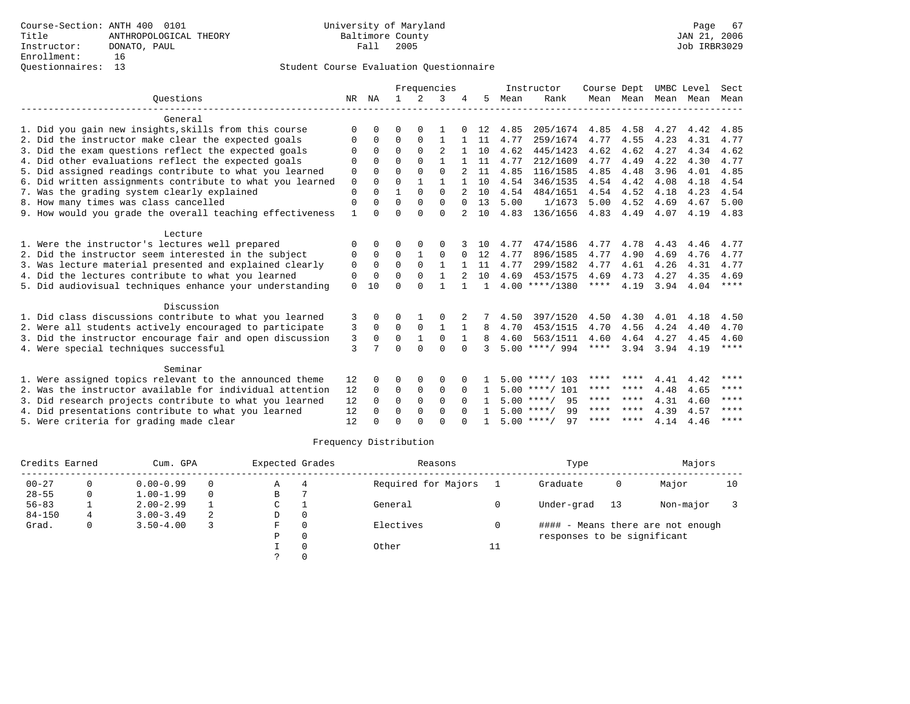Course-Section: ANTH 400 0101
Title: ANTHROPOLOGICAL THEORY
Instructor: DONATO, PAUL
Enrollment: 16
Questionnaires: 13

University of Maryland
Baltimore County
Fall 2005

JAN 21, 2006
Job IRBR3029

## Student Course Evaluation Questionnaire

| Questions | NR | NA | 1 | 2 | 3 | 4 | 5 | Instructor Mean | Instructor Rank | Course Mean | Dept Mean | UMBC Mean | Level Mean | Sect Mean |
|---|---|---|---|---|---|---|---|---|---|---|---|---|---|---|
| **General** | | | | | | | | | | | | | | |
| 1. Did you gain new insights,skills from this course | 0 | 0 | 0 | 0 | 1 | 0 | 12 | 4.85 | 205/1674 | 4.85 | 4.58 | 4.27 | 4.42 | 4.85 |
| 2. Did the instructor make clear the expected goals | 0 | 0 | 0 | 0 | 1 | 1 | 11 | 4.77 | 259/1674 | 4.77 | 4.55 | 4.23 | 4.31 | 4.77 |
| 3. Did the exam questions reflect the expected goals | 0 | 0 | 0 | 0 | 2 | 1 | 10 | 4.62 | 445/1423 | 4.62 | 4.62 | 4.27 | 4.34 | 4.62 |
| 4. Did other evaluations reflect the expected goals | 0 | 0 | 0 | 0 | 1 | 1 | 11 | 4.77 | 212/1609 | 4.77 | 4.49 | 4.22 | 4.30 | 4.77 |
| 5. Did assigned readings contribute to what you learned | 0 | 0 | 0 | 0 | 0 | 2 | 11 | 4.85 | 116/1585 | 4.85 | 4.48 | 3.96 | 4.01 | 4.85 |
| 6. Did written assignments contribute to what you learned | 0 | 0 | 0 | 1 | 1 | 1 | 10 | 4.54 | 346/1535 | 4.54 | 4.42 | 4.08 | 4.18 | 4.54 |
| 7. Was the grading system clearly explained | 0 | 0 | 1 | 0 | 0 | 2 | 10 | 4.54 | 484/1651 | 4.54 | 4.52 | 4.18 | 4.23 | 4.54 |
| 8. How many times was class cancelled | 0 | 0 | 0 | 0 | 0 | 0 | 13 | 5.00 | 1/1673 | 5.00 | 4.52 | 4.69 | 4.67 | 5.00 |
| 9. How would you grade the overall teaching effectiveness | 1 | 0 | 0 | 0 | 0 | 2 | 10 | 4.83 | 136/1656 | 4.83 | 4.49 | 4.07 | 4.19 | 4.83 |
| **Lecture** | | | | | | | | | | | | | | |
| 1. Were the instructor's lectures well prepared | 0 | 0 | 0 | 0 | 0 | 3 | 10 | 4.77 | 474/1586 | 4.77 | 4.78 | 4.43 | 4.46 | 4.77 |
| 2. Did the instructor seem interested in the subject | 0 | 0 | 0 | 1 | 0 | 0 | 12 | 4.77 | 896/1585 | 4.77 | 4.90 | 4.69 | 4.76 | 4.77 |
| 3. Was lecture material presented and explained clearly | 0 | 0 | 0 | 0 | 1 | 1 | 11 | 4.77 | 299/1582 | 4.77 | 4.61 | 4.26 | 4.31 | 4.77 |
| 4. Did the lectures contribute to what you learned | 0 | 0 | 0 | 0 | 1 | 2 | 10 | 4.69 | 453/1575 | 4.69 | 4.73 | 4.27 | 4.35 | 4.69 |
| 5. Did audiovisual techniques enhance your understanding | 0 | 10 | 0 | 0 | 1 | 1 | 1 | 4.00 | ****/1380 | **** | 4.19 | 3.94 | 4.04 | **** |
| **Discussion** | | | | | | | | | | | | | | |
| 1. Did class discussions contribute to what you learned | 3 | 0 | 0 | 1 | 0 | 2 | 7 | 4.50 | 397/1520 | 4.50 | 4.30 | 4.01 | 4.18 | 4.50 |
| 2. Were all students actively encouraged to participate | 3 | 0 | 0 | 0 | 1 | 1 | 8 | 4.70 | 453/1515 | 4.70 | 4.56 | 4.24 | 4.40 | 4.70 |
| 3. Did the instructor encourage fair and open discussion | 3 | 0 | 0 | 1 | 0 | 1 | 8 | 4.60 | 563/1511 | 4.60 | 4.64 | 4.27 | 4.45 | 4.60 |
| 4. Were special techniques successful | 3 | 7 | 0 | 0 | 0 | 0 | 3 | 5.00 | ****/ 994 | **** | 3.94 | 3.94 | 4.19 | **** |
| **Seminar** | | | | | | | | | | | | | | |
| 1. Were assigned topics relevant to the announced theme | 12 | 0 | 0 | 0 | 0 | 0 | 1 | 5.00 | ****/ 103 | **** | **** | 4.41 | 4.42 | **** |
| 2. Was the instructor available for individual attention | 12 | 0 | 0 | 0 | 0 | 0 | 1 | 5.00 | ****/ 101 | **** | **** | 4.48 | 4.65 | **** |
| 3. Did research projects contribute to what you learned | 12 | 0 | 0 | 0 | 0 | 0 | 1 | 5.00 | ****/ 95 | **** | **** | 4.31 | 4.60 | **** |
| 4. Did presentations contribute to what you learned | 12 | 0 | 0 | 0 | 0 | 0 | 1 | 5.00 | ****/ 99 | **** | **** | 4.39 | 4.57 | **** |
| 5. Were criteria for grading made clear | 12 | 0 | 0 | 0 | 0 | 0 | 1 | 5.00 | ****/ 97 | **** | **** | 4.14 | 4.46 | **** |

## Frequency Distribution

| Credits Earned | | Cum. GPA | | Expected Grades | | Reasons | | Type | | Majors | |
|---|---|---|---|---|---|---|---|---|---|---|---|
| 00-27 | 0 | 0.00-0.99 | 0 | A | 4 | Required for Majors | 1 | Graduate | 0 | Major | 10 |
| 28-55 | 0 | 1.00-1.99 | 0 | B | 7 | | | | | | |
| 56-83 | 1 | 2.00-2.99 | 1 | C | 1 | General | 0 | Under-grad | 13 | Non-major | 3 |
| 84-150 | 4 | 3.00-3.49 | 2 | D | 0 | | | | | | |
| Grad. | 0 | 3.50-4.00 | 3 | F | 0 | Electives | 0 | #### - Means there are not enough responses to be significant | | | |
| | | | | P | 0 | | | | | | |
| | | | | I | 0 | Other | 11 | | | | |
| | | | | ? | 0 | | | | | | |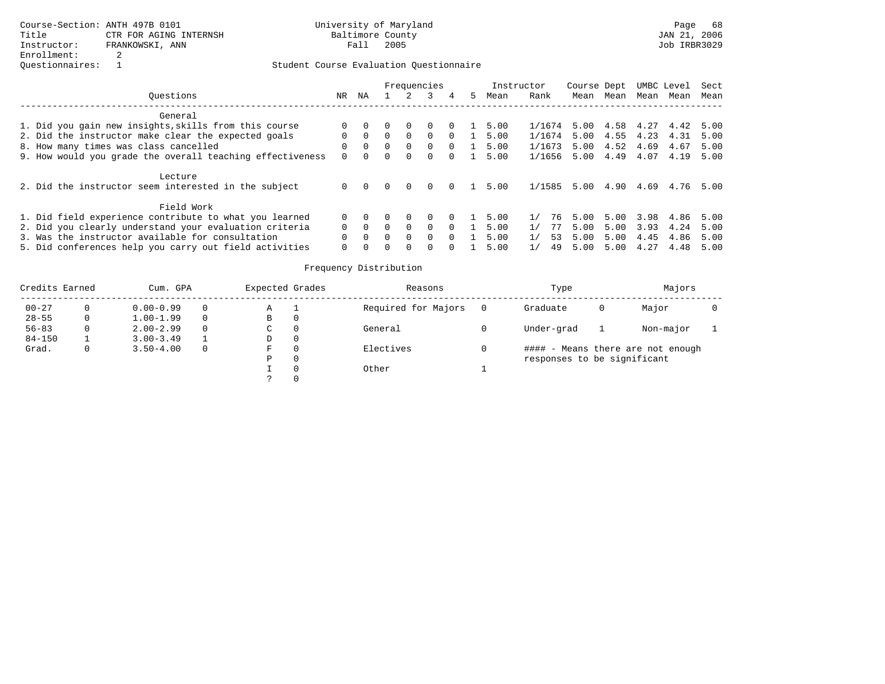Course-Section: ANTH 497B 0101
Title: CTR FOR AGING INTERNSH
Instructor: FRANKOWSKI, ANN
Enrollment: 2
Questionnaires: 1

University of Maryland
Baltimore County
Fall 2005

Page 68
JAN 21, 2006
Job IRBR3029

Student Course Evaluation Questionnaire

| Questions | NR | NA | 1 | 2 | 3 | 4 | 5 | Instructor Mean | Rank | Course Mean | Dept Mean | UMBC Mean | Level Mean | Sect Mean |
|---|---|---|---|---|---|---|---|---|---|---|---|---|---|---|
| **General** | | | | | | | | | | | | | | |
| 1. Did you gain new insights,skills from this course | 0 | 0 | 0 | 0 | 0 | 0 | 1 | 5.00 | 1/1674 | 5.00 | 4.58 | 4.27 | 4.42 | 5.00 |
| 2. Did the instructor make clear the expected goals | 0 | 0 | 0 | 0 | 0 | 0 | 1 | 5.00 | 1/1674 | 5.00 | 4.55 | 4.23 | 4.31 | 5.00 |
| 8. How many times was class cancelled | 0 | 0 | 0 | 0 | 0 | 0 | 1 | 5.00 | 1/1673 | 5.00 | 4.52 | 4.69 | 4.67 | 5.00 |
| 9. How would you grade the overall teaching effectiveness | 0 | 0 | 0 | 0 | 0 | 0 | 1 | 5.00 | 1/1656 | 5.00 | 4.49 | 4.07 | 4.19 | 5.00 |
| **Lecture** | | | | | | | | | | | | | | |
| 2. Did the instructor seem interested in the subject | 0 | 0 | 0 | 0 | 0 | 0 | 1 | 5.00 | 1/1585 | 5.00 | 4.90 | 4.69 | 4.76 | 5.00 |
| **Field Work** | | | | | | | | | | | | | | |
| 1. Did field experience contribute to what you learned | 0 | 0 | 0 | 0 | 0 | 0 | 1 | 5.00 | 1/ 76 | 5.00 | 5.00 | 3.98 | 4.86 | 5.00 |
| 2. Did you clearly understand your evaluation criteria | 0 | 0 | 0 | 0 | 0 | 0 | 1 | 5.00 | 1/ 77 | 5.00 | 5.00 | 3.93 | 4.24 | 5.00 |
| 3. Was the instructor available for consultation | 0 | 0 | 0 | 0 | 0 | 0 | 1 | 5.00 | 1/ 53 | 5.00 | 5.00 | 4.45 | 4.86 | 5.00 |
| 5. Did conferences help you carry out field activities | 0 | 0 | 0 | 0 | 0 | 0 | 1 | 5.00 | 1/ 49 | 5.00 | 5.00 | 4.27 | 4.48 | 5.00 |

Frequency Distribution

| Credits Earned | | Cum. GPA | | Expected Grades | | Reasons | | Type | | Majors | |
|---|---|---|---|---|---|---|---|---|---|---|---|
| 00-27 | 0 | 0.00-0.99 | 0 | A | 1 | Required for Majors | 0 | Graduate | 0 | Major | 0 |
| 28-55 | 0 | 1.00-1.99 | 0 | B | 0 | | | | | | |
| 56-83 | 0 | 2.00-2.99 | 0 | C | 0 | General | 0 | Under-grad | 1 | Non-major | 1 |
| 84-150 | 1 | 3.00-3.49 | 1 | D | 0 | | | | | | |
| Grad. | 0 | 3.50-4.00 | 0 | F | 0 | Electives | 0 | | | | |
| | | | | P | 0 | | | | | | |
| | | | | I | 0 | Other | 1 | | | | |
| | | | | ? | 0 | | | | | | |

#### - Means there are not enough responses to be significant